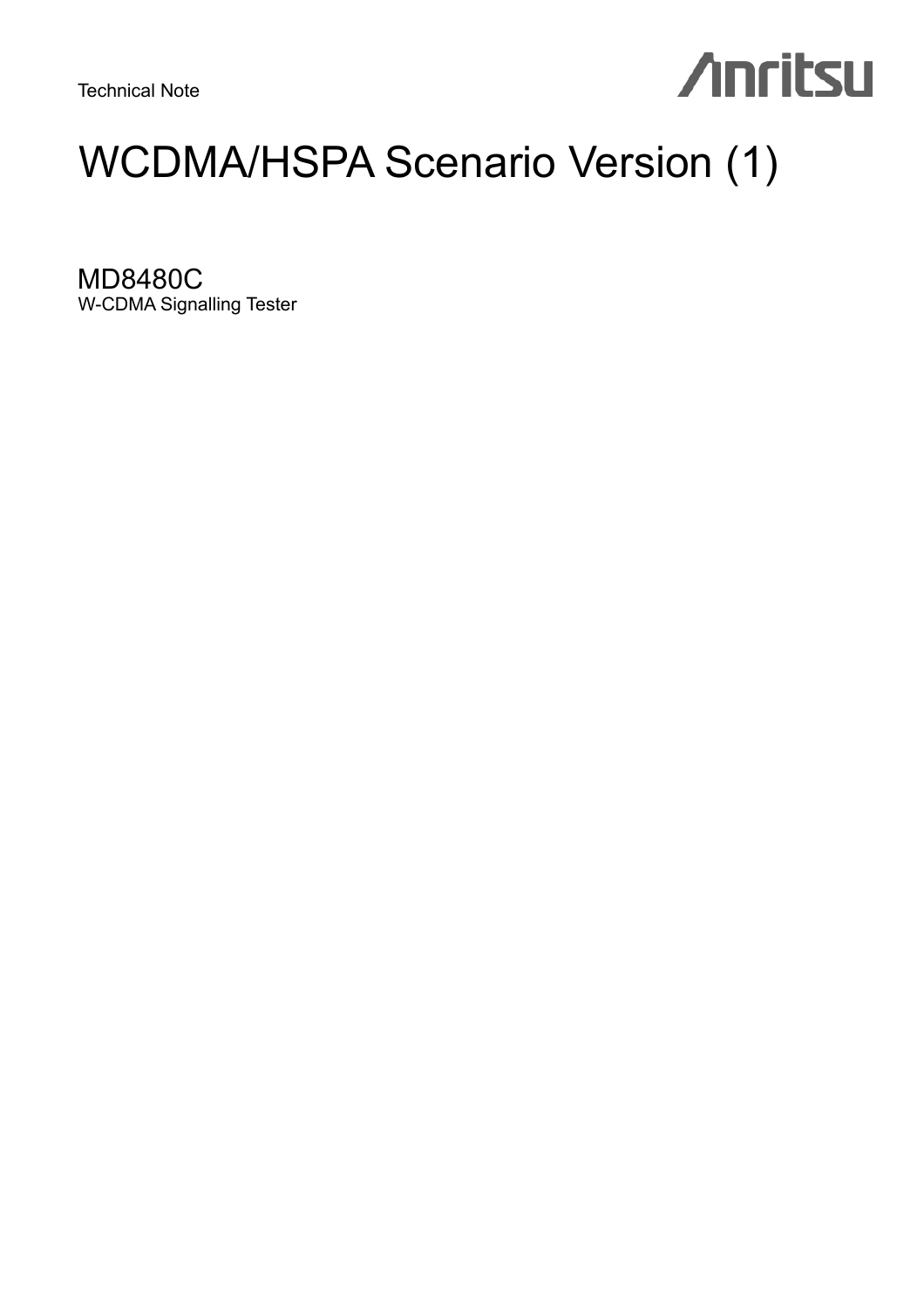Technical Note

Anritsu

# WCDMA/HSPA Scenario Version (1)

## MD8480C

W-CDMA Signalling Tester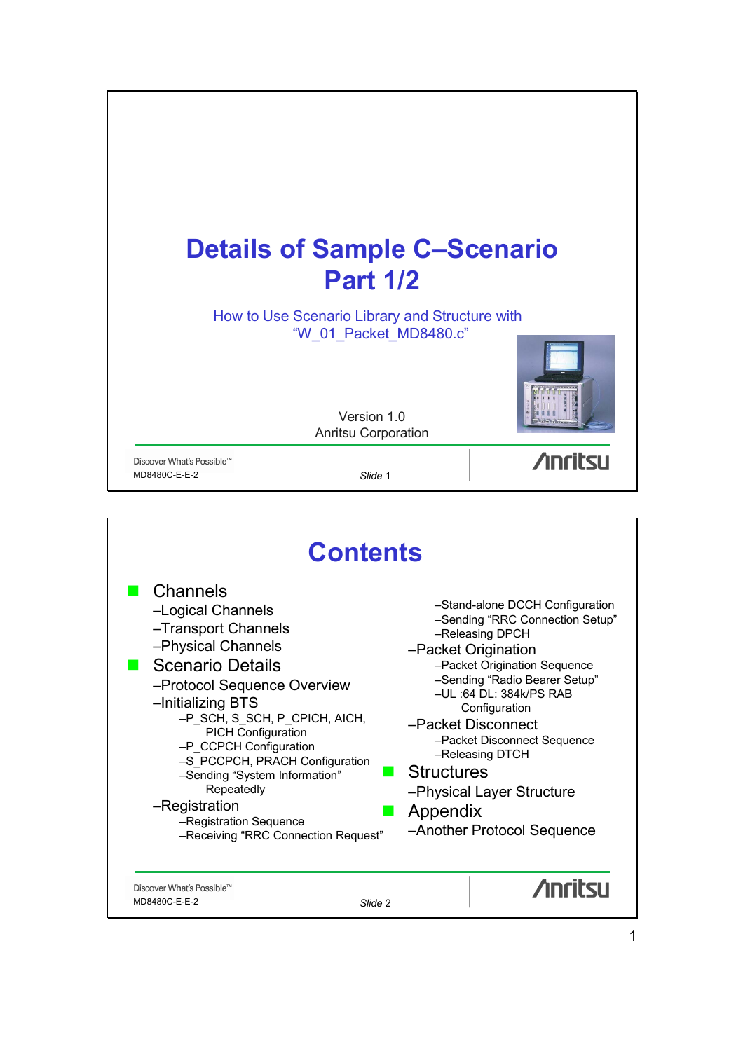# Details of Sample C–Scenario Part 1/2

How to Use Scenario Library and Structure with "W_01_Packet_MD8480.c"

Version 1.0
Anritsu Corporation

Discover What's Possible™
MD8480C-E-E-2

Slide 1

# Contents

- Channels
  - –Logical Channels
  - –Transport Channels
  - –Physical Channels
- Scenario Details
  - –Protocol Sequence Overview
  - –Initializing BTS
    - –P_SCH, S_SCH, P_CPICH, AICH, PICH Configuration
    - –P_CCPCH Configuration
    - –S_PCCPCH, PRACH Configuration
    - –Sending "System Information" Repeatedly
  - –Registration
    - –Registration Sequence
    - –Receiving "RRC Connection Request"
    - –Stand-alone DCCH Configuration
    - –Sending "RRC Connection Setup"
    - –Releasing DPCH
  - –Packet Origination
    - –Packet Origination Sequence
    - –Sending "Radio Bearer Setup"
    - –UL :64 DL: 384k/PS RAB Configuration
  - –Packet Disconnect
    - –Packet Disconnect Sequence
    - –Releasing DTCH
- Structures
  - –Physical Layer Structure
- Appendix
  - –Another Protocol Sequence

Discover What's Possible™
MD8480C-E-E-2

Slide 2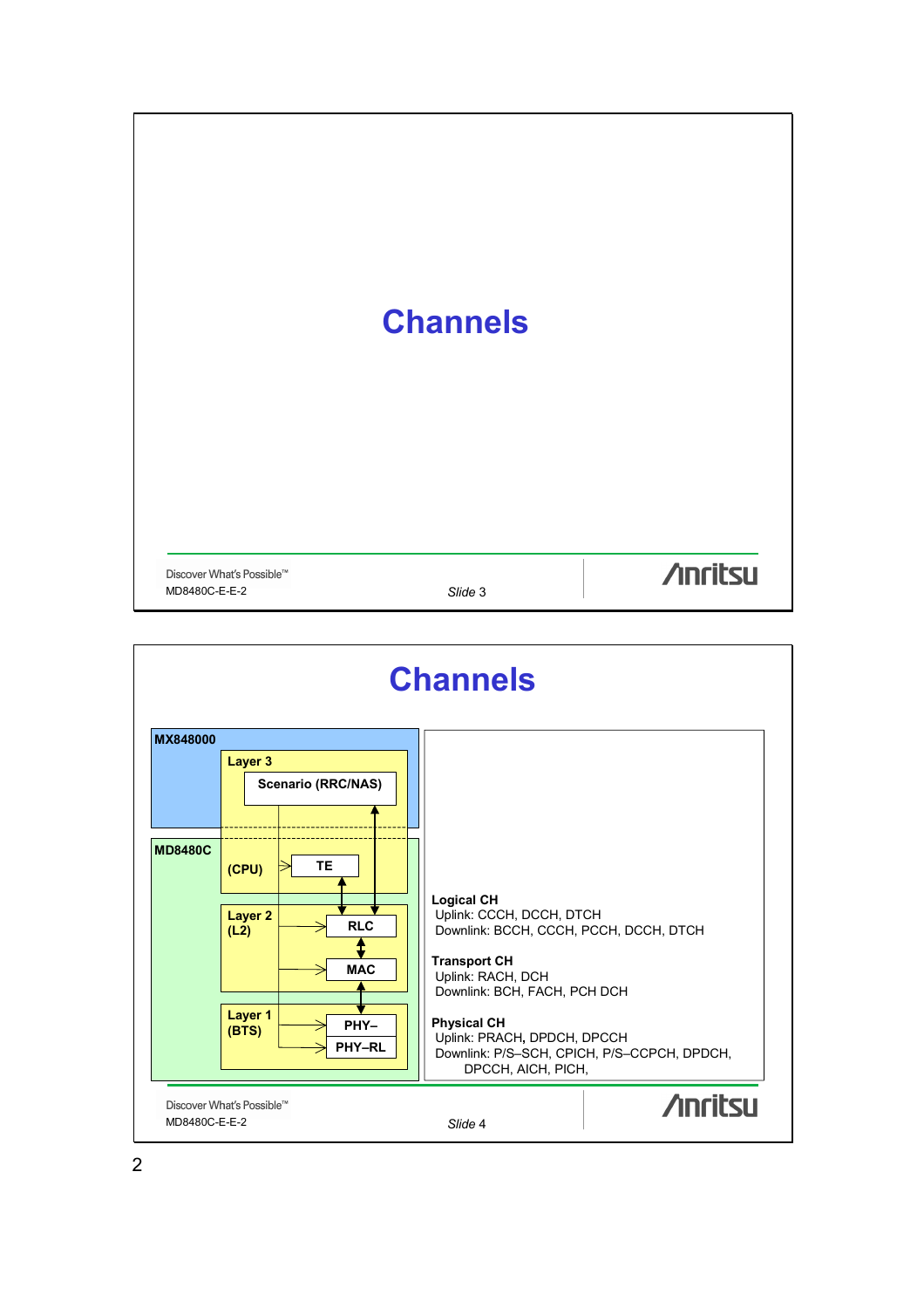# Channels

# Channels

MX848000

Layer 3

Scenario (RRC/NAS)

MD8480C

(CPU)

TE

Layer 2 (L2)

RLC

MAC

Layer 1 (BTS)

PHY–

PHY–RL

**Logical CH**
Uplink: CCCH, DCCH, DTCH
Downlink: BCCH, CCCH, PCCH, DCCH, DTCH

**Transport CH**
Uplink: RACH, DCH
Downlink: BCH, FACH, PCH DCH

**Physical CH**
Uplink: PRACH, DPDCH, DPCCH
Downlink: P/S–SCH, CPICH, P/S–CCPCH, DPDCH, DPCCH, AICH, PICH,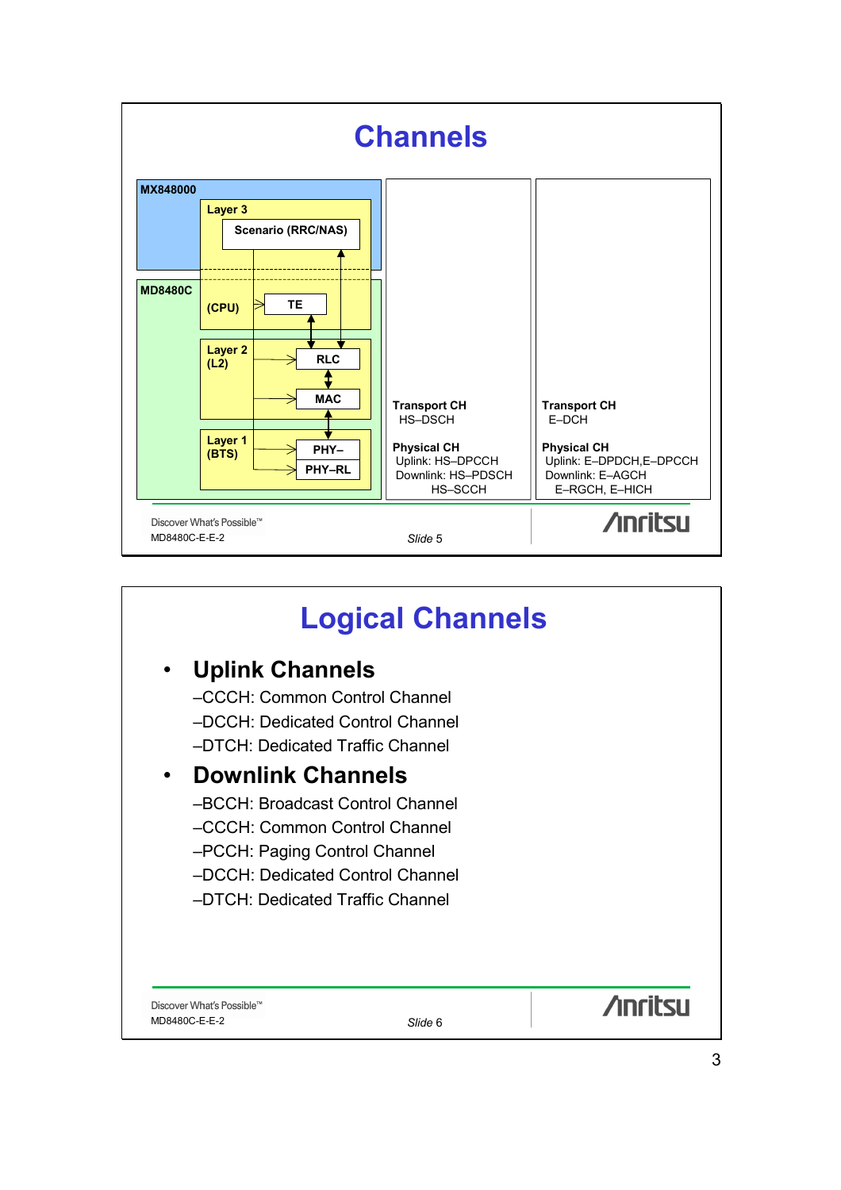# Channels

MX848000

Layer 3

Scenario (RRC/NAS)

MD8480C

(CPU)

TE

Layer 2 (L2)

RLC

MAC

Layer 1 (BTS)

PHY–

PHY–RL

**Transport CH**
HS–DSCH

**Physical CH**
Uplink: HS–DPCCH
Downlink: HS–PDSCH
HS–SCCH

**Transport CH**
E–DCH

**Physical CH**
Uplink: E–DPDCH,E–DPCCH
Downlink: E–AGCH
E–RGCH, E–HICH

Discover What's Possible™
MD8480C-E-E-2

*Slide* 5

# Logical Channels

- **Uplink Channels**
  - –CCCH: Common Control Channel
  - –DCCH: Dedicated Control Channel
  - –DTCH: Dedicated Traffic Channel
- **Downlink Channels**
  - –BCCH: Broadcast Control Channel
  - –CCCH: Common Control Channel
  - –PCCH: Paging Control Channel
  - –DCCH: Dedicated Control Channel
  - –DTCH: Dedicated Traffic Channel

Discover What's Possible™
MD8480C-E-E-2

*Slide* 6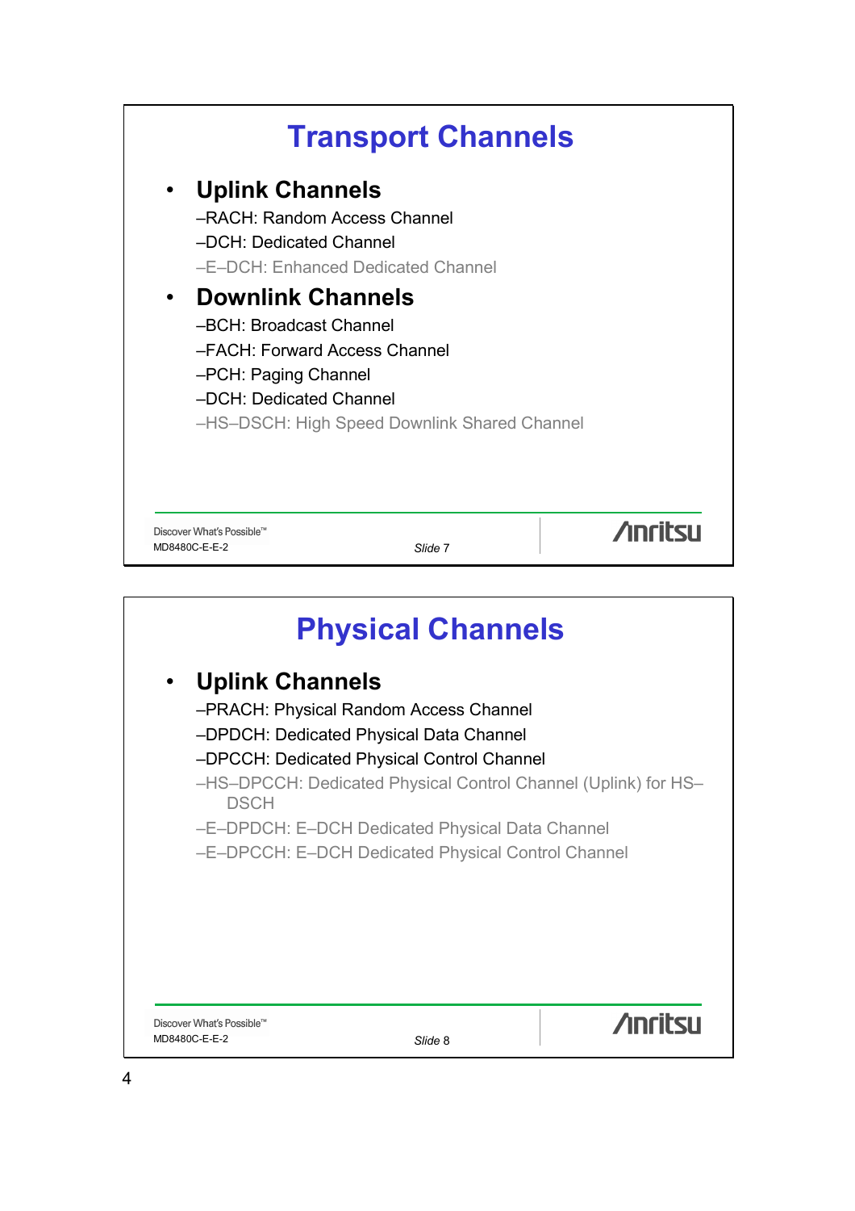# Transport Channels

- **Uplink Channels**
  - –RACH: Random Access Channel
  - –DCH: Dedicated Channel
  - –E–DCH: Enhanced Dedicated Channel
- **Downlink Channels**
  - –BCH: Broadcast Channel
  - –FACH: Forward Access Channel
  - –PCH: Paging Channel
  - –DCH: Dedicated Channel
  - –HS–DSCH: High Speed Downlink Shared Channel

Discover What's Possible™
MD8480C-E-E-2

*Slide* 7

# Physical Channels

- **Uplink Channels**
  - –PRACH: Physical Random Access Channel
  - –DPDCH: Dedicated Physical Data Channel
  - –DPCCH: Dedicated Physical Control Channel
  - –HS–DPCCH: Dedicated Physical Control Channel (Uplink) for HS–DSCH
  - –E–DPDCH: E–DCH Dedicated Physical Data Channel
  - –E–DPCCH: E–DCH Dedicated Physical Control Channel

Discover What's Possible™
MD8480C-E-E-2

*Slide* 8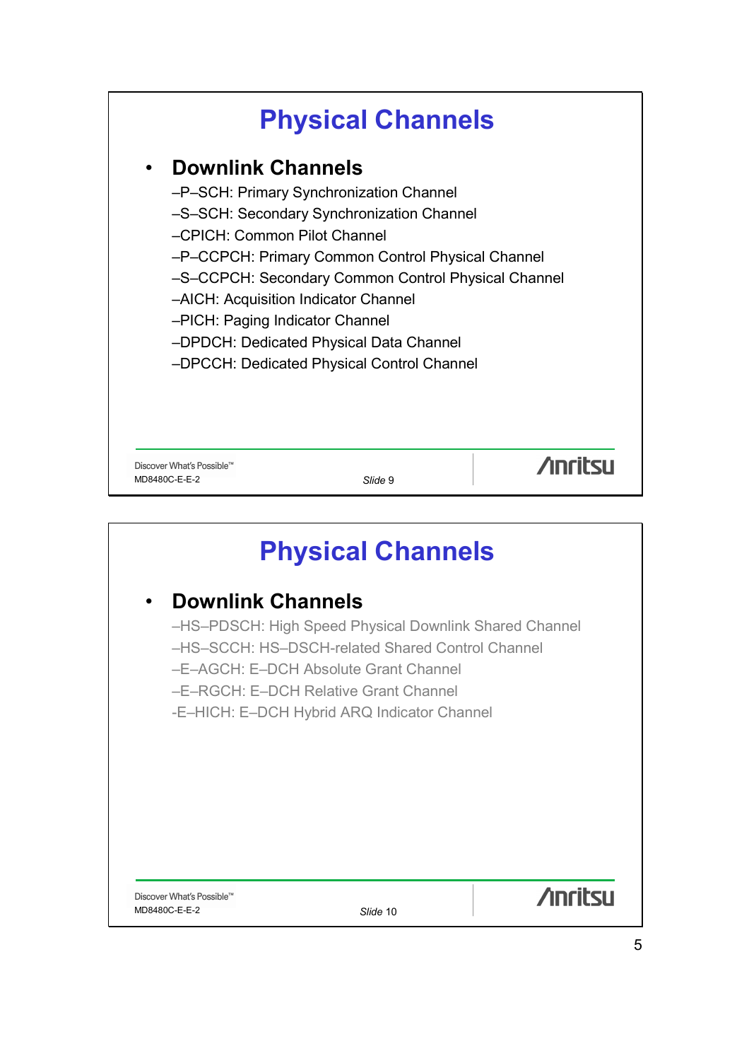# Physical Channels

- **Downlink Channels**
  - –P–SCH: Primary Synchronization Channel
  - –S–SCH: Secondary Synchronization Channel
  - –CPICH: Common Pilot Channel
  - –P–CCPCH: Primary Common Control Physical Channel
  - –S–CCPCH: Secondary Common Control Physical Channel
  - –AICH: Acquisition Indicator Channel
  - –PICH: Paging Indicator Channel
  - –DPDCH: Dedicated Physical Data Channel
  - –DPCCH: Dedicated Physical Control Channel

Discover What's Possible™
MD8480C-E-E-2

*Slide* 9

# Physical Channels

- **Downlink Channels**
  - –HS–PDSCH: High Speed Physical Downlink Shared Channel
  - –HS–SCCH: HS–DSCH-related Shared Control Channel
  - –E–AGCH: E–DCH Absolute Grant Channel
  - –E–RGCH: E–DCH Relative Grant Channel
  - -E–HICH: E–DCH Hybrid ARQ Indicator Channel

Discover What's Possible™
MD8480C-E-E-2

*Slide* 10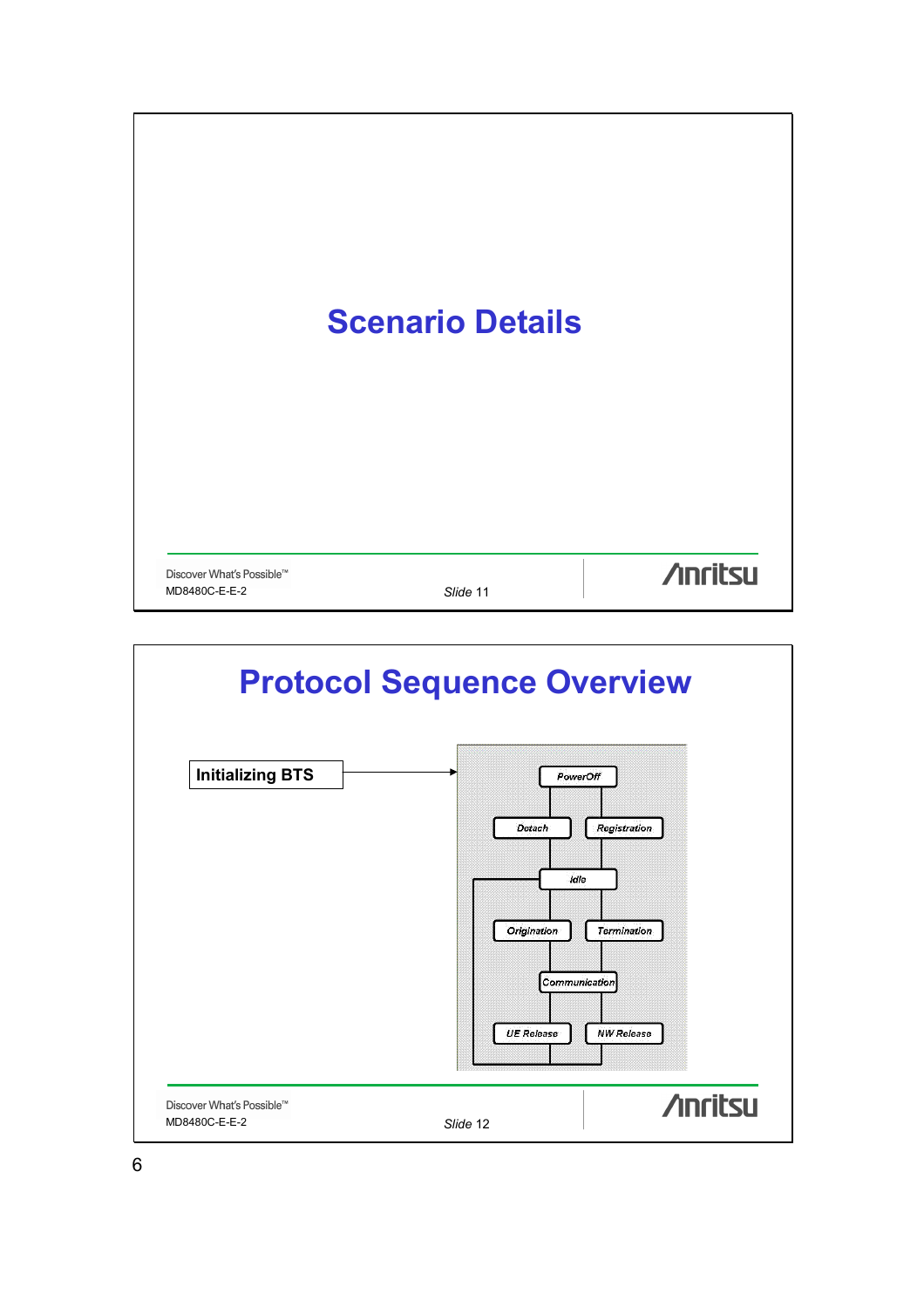# Scenario Details

# Protocol Sequence Overview

**Initializing BTS**

PowerOff

Detach

Registration

Idle

Origination

Termination

Communication

UE Release

NW Release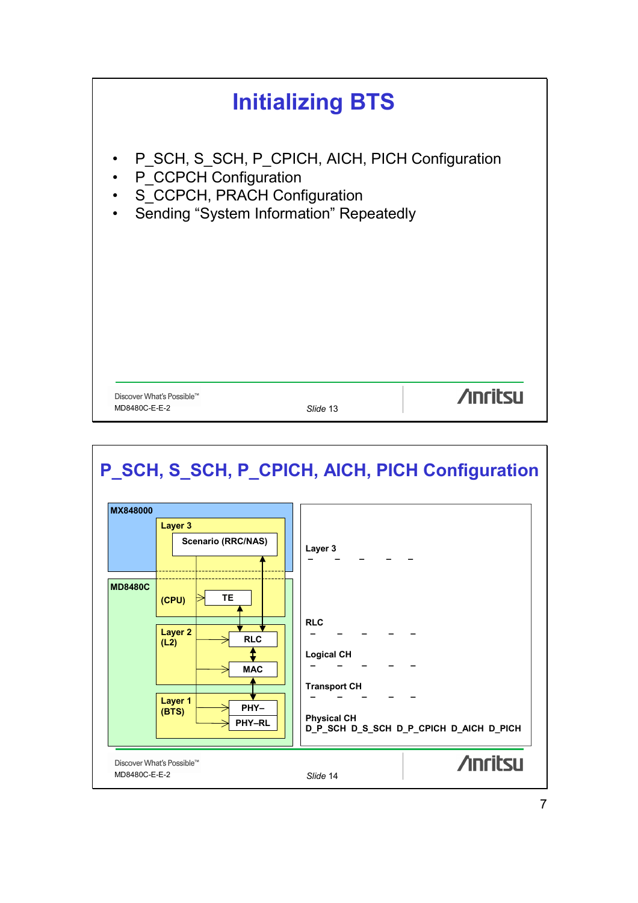# Initializing BTS

- P_SCH, S_SCH, P_CPICH, AICH, PICH Configuration
- P_CCPCH Configuration
- S_CCPCH, PRACH Configuration
- Sending "System Information" Repeatedly

# P_SCH, S_SCH, P_CPICH, AICH, PICH Configuration

**MX848000**

**Layer 3**

**Scenario (RRC/NAS)**

**MD8480C**

**(CPU)** **TE**

**Layer 2 (L2)** **RLC** **MAC**

**Layer 1 (BTS)** **PHY–** **PHY–RL**

**Layer 3**
– – – – –

**RLC**
– – – – –

**Logical CH**
– – – – –

**Transport CH**
– – – – –

**Physical CH**
**D_P_SCH D_S_SCH D_P_CPICH D_AICH D_PICH**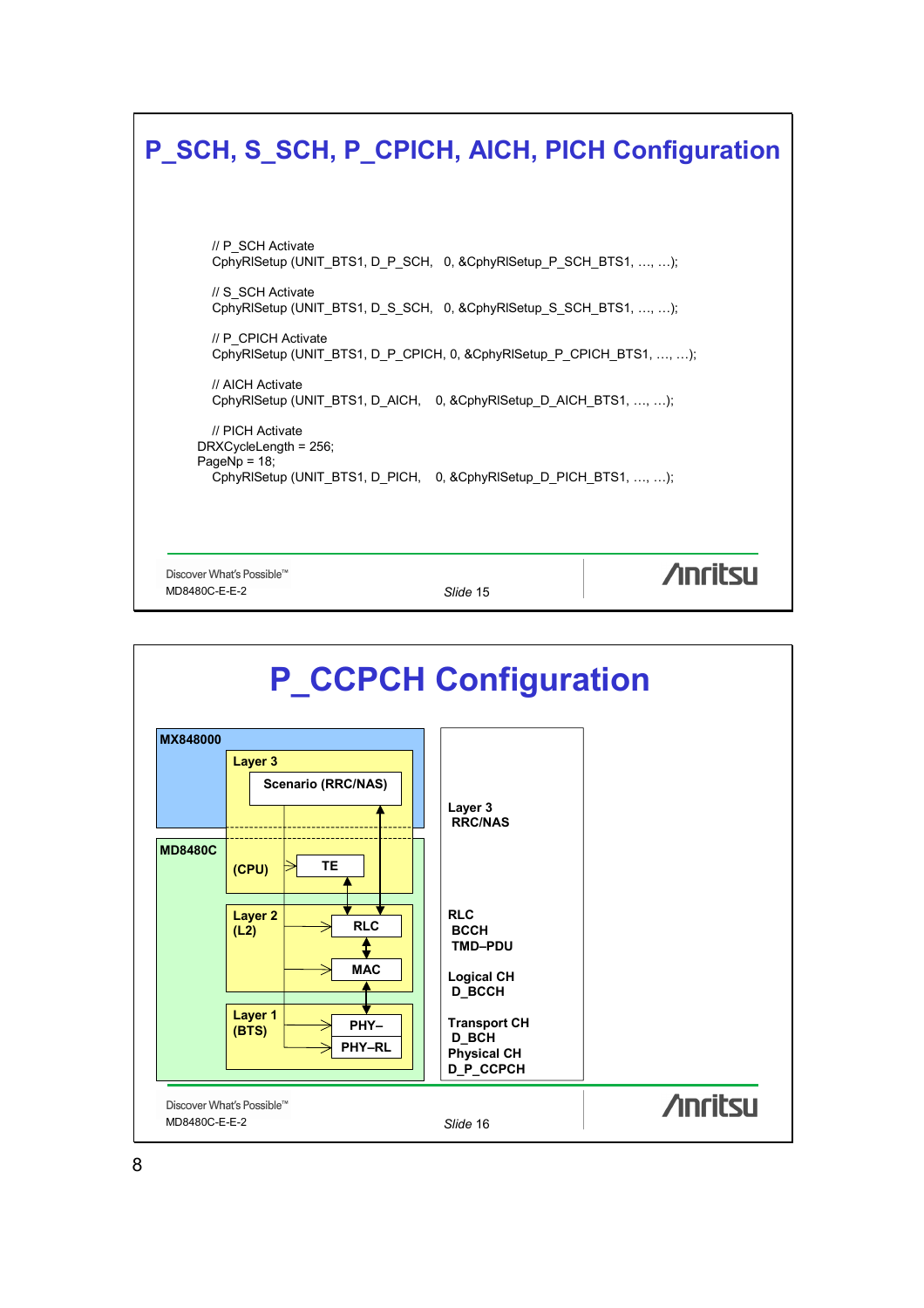# P_SCH, S_SCH, P_CPICH, AICH, PICH Configuration

```
    // P_SCH Activate
    CphyRlSetup (UNIT_BTS1, D_P_SCH,   0, &CphyRlSetup_P_SCH_BTS1, …, …);

    // S_SCH Activate
    CphyRlSetup (UNIT_BTS1, D_S_SCH,   0, &CphyRlSetup_S_SCH_BTS1, …, …);

    // P_CPICH Activate
    CphyRlSetup (UNIT_BTS1, D_P_CPICH, 0, &CphyRlSetup_P_CPICH_BTS1, …, …);

    // AICH Activate
    CphyRlSetup (UNIT_BTS1, D_AICH,   0, &CphyRlSetup_D_AICH_BTS1, …, …);

    // PICH Activate
DRXCycleLength = 256;
PageNp = 18;
    CphyRlSetup (UNIT_BTS1, D_PICH,   0, &CphyRlSetup_D_PICH_BTS1, …, …);
```

Discover What's Possible™
MD8480C-E-E-2

*Slide* 15

# P_CCPCH Configuration

MX848000

Layer 3

Scenario (RRC/NAS)

MD8480C

(CPU) TE

Layer 2 (L2)

RLC

MAC

Layer 1 (BTS)

PHY–

PHY–RL

**Layer 3**
**RRC/NAS**

**RLC**
**BCCH**
**TMD–PDU**

**Logical CH**
**D_BCCH**

**Transport CH**
**D_BCH**
**Physical CH**
**D_P_CCPCH**

Discover What's Possible™
MD8480C-E-E-2

*Slide* 16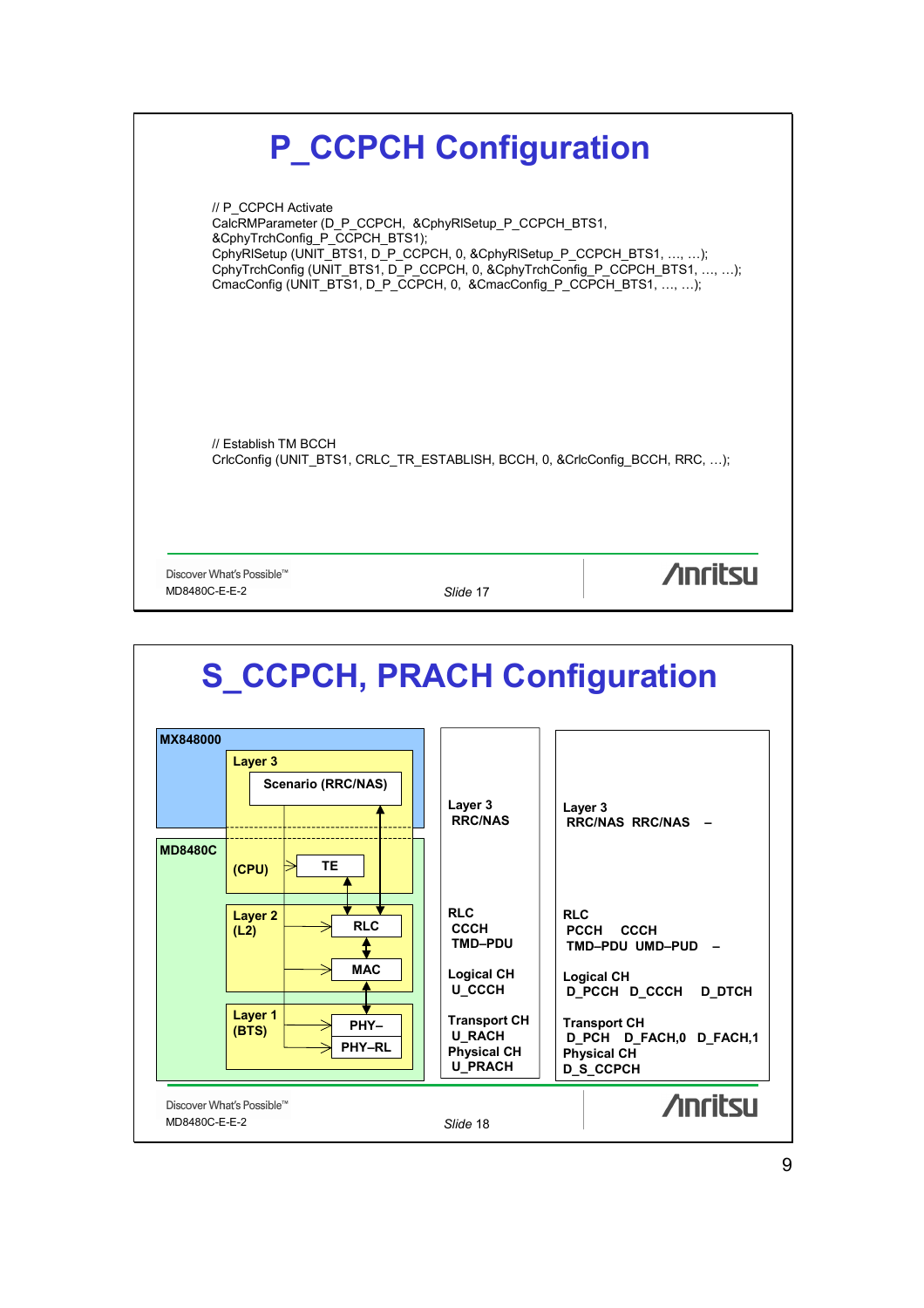# P_CCPCH Configuration

```
// P_CCPCH Activate
CalcRMParameter (D_P_CCPCH,  &CphyRlSetup_P_CCPCH_BTS1,
&CphyTrchConfig_P_CCPCH_BTS1);
CphyRlSetup (UNIT_BTS1, D_P_CCPCH, 0, &CphyRlSetup_P_CCPCH_BTS1, …, …);
CphyTrchConfig (UNIT_BTS1, D_P_CCPCH, 0, &CphyTrchConfig_P_CCPCH_BTS1, …, …);
CmacConfig (UNIT_BTS1, D_P_CCPCH, 0,  &CmacConfig_P_CCPCH_BTS1, …, …);
```

```
// Establish TM BCCH
CrlcConfig (UNIT_BTS1, CRLC_TR_ESTABLISH, BCCH, 0, &CrlcConfig_BCCH, RRC, …);
```

Discover What's Possible™
MD8480C-E-E-2
*Slide* 17

# S_CCPCH, PRACH Configuration

**MX848000**

**Layer 3**

**Scenario (RRC/NAS)**

**MD8480C**

**(CPU)** **TE**

**Layer 2 (L2)** **RLC** **MAC**

**Layer 1 (BTS)** **PHY–** **PHY–RL**

**Layer 3**
**RRC/NAS**

**RLC**
**CCCH**
**TMD–PDU**

**Logical CH**
**U_CCCH**

**Transport CH**
**U_RACH**
**Physical CH**
**U_PRACH**

**Layer 3**
**RRC/NAS RRC/NAS –**

**RLC**
**PCCH CCCH**
**TMD–PDU UMD–PUD –**

**Logical CH**
**D_PCCH D_CCCH D_DTCH**

**Transport CH**
**D_PCH D_FACH,0 D_FACH,1**
**Physical CH**
**D_S_CCPCH**

Discover What's Possible™
MD8480C-E-E-2
*Slide* 18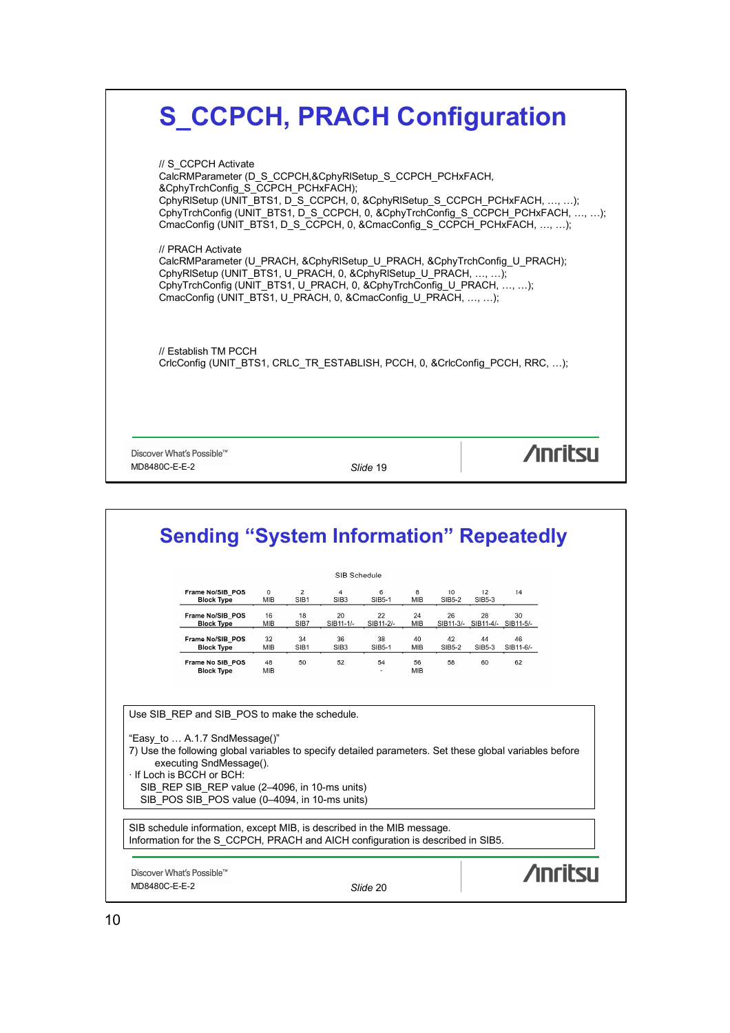# S_CCPCH, PRACH Configuration

```
// S_CCPCH Activate
CalcRMParameter (D_S_CCPCH,&CphyRlSetup_S_CCPCH_PCHxFACH,
&CphyTrchConfig_S_CCPCH_PCHxFACH);
CphyRlSetup (UNIT_BTS1, D_S_CCPCH, 0, &CphyRlSetup_S_CCPCH_PCHxFACH, …, …);
CphyTrchConfig (UNIT_BTS1, D_S_CCPCH, 0, &CphyTrchConfig_S_CCPCH_PCHxFACH, …, …);
CmacConfig (UNIT_BTS1, D_S_CCPCH, 0, &CmacConfig_S_CCPCH_PCHxFACH, …, …);

// PRACH Activate
CalcRMParameter (U_PRACH, &CphyRlSetup_U_PRACH, &CphyTrchConfig_U_PRACH);
CphyRlSetup (UNIT_BTS1, U_PRACH, 0, &CphyRlSetup_U_PRACH, …, …);
CphyTrchConfig (UNIT_BTS1, U_PRACH, 0, &CphyTrchConfig_U_PRACH, …, …);
CmacConfig (UNIT_BTS1, U_PRACH, 0, &CmacConfig_U_PRACH, …, …);

// Establish TM PCCH
CrlcConfig (UNIT_BTS1, CRLC_TR_ESTABLISH, PCCH, 0, &CrlcConfig_PCCH, RRC, …);
```

Discover What's Possible™
MD8480C-E-E-2
*Slide* 19

# Sending "System Information" Repeatedly

SIB Schedule

| Frame No/SIB_POS<br>Block Type | 0<br>MIB | 2<br>SIB1 | 4<br>SIB3 | 6<br>SIB5-1 | 8<br>MIB | 10<br>SIB5-2 | 12<br>SIB5-3 | 14 |
|---|---|---|---|---|---|---|---|---|
| Frame No/SIB_POS<br>Block Type | 16<br>MIB | 18<br>SIB7 | 20<br>SIB11-1/- | 22<br>SIB11-2/- | 24<br>MIB | 26<br>SIB11-3/- | 28<br>SIB11-4/- | 30<br>SIB11-5/- |
| Frame No/SIB_POS<br>Block Type | 32<br>MIB | 34<br>SIB1 | 36<br>SIB3 | 38<br>SIB5-1 | 40<br>MIB | 42<br>SIB5-2 | 44<br>SIB5-3 | 46<br>SIB11-6/- |
| Frame No SIB_POS<br>Block Type | 48<br>MIB | 50 | 52 | 54<br>- | 56<br>MIB | 58 | 60 | 62 |

Use SIB_REP and SIB_POS to make the schedule.

"Easy_to … A.1.7 SndMessage()"
7) Use the following global variables to specify detailed parameters. Set these global variables before executing SndMessage().
· If Loch is BCCH or BCH:
SIB_REP SIB_REP value (2–4096, in 10-ms units)
SIB_POS SIB_POS value (0–4094, in 10-ms units)

SIB schedule information, except MIB, is described in the MIB message.
Information for the S_CCPCH, PRACH and AICH configuration is described in SIB5.

Discover What's Possible™
MD8480C-E-E-2
*Slide* 20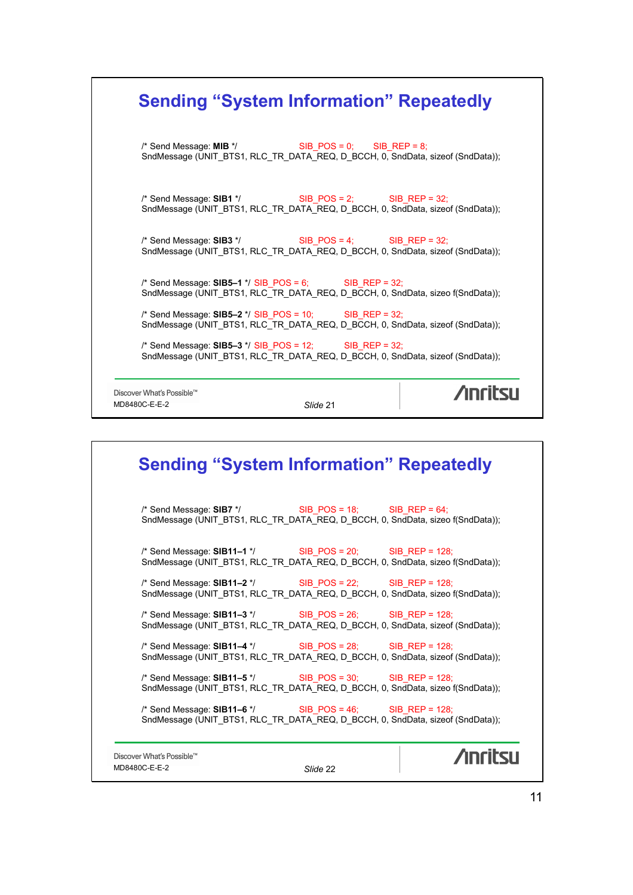## Sending "System Information" Repeatedly

```
/* Send Message: MIB */              SIB_POS = 0;     SIB_REP = 8;
SndMessage (UNIT_BTS1, RLC_TR_DATA_REQ, D_BCCH, 0, SndData, sizeof (SndData));

/* Send Message: SIB1 */             SIB_POS = 2;       SIB_REP = 32;
SndMessage (UNIT_BTS1, RLC_TR_DATA_REQ, D_BCCH, 0, SndData, sizeof (SndData));

/* Send Message: SIB3 */             SIB_POS = 4;       SIB_REP = 32;
SndMessage (UNIT_BTS1, RLC_TR_DATA_REQ, D_BCCH, 0, SndData, sizeof (SndData));

/* Send Message: SIB5–1 */ SIB_POS = 6;        SIB_REP = 32;
SndMessage (UNIT_BTS1, RLC_TR_DATA_REQ, D_BCCH, 0, SndData, sizeo f(SndData));

/* Send Message: SIB5–2 */ SIB_POS = 10;       SIB_REP = 32;
SndMessage (UNIT_BTS1, RLC_TR_DATA_REQ, D_BCCH, 0, SndData, sizeof (SndData));

/* Send Message: SIB5–3 */ SIB_POS = 12;       SIB_REP = 32;
SndMessage (UNIT_BTS1, RLC_TR_DATA_REQ, D_BCCH, 0, SndData, sizeof (SndData));
```

Discover What's Possible™
MD8480C-E-E-2

*Slide 21*

## Sending "System Information" Repeatedly

```
/* Send Message: SIB7 */             SIB_POS = 18;      SIB_REP = 64;
SndMessage (UNIT_BTS1, RLC_TR_DATA_REQ, D_BCCH, 0, SndData, sizeo f(SndData));

/* Send Message: SIB11–1 */          SIB_POS = 20;      SIB_REP = 128;
SndMessage (UNIT_BTS1, RLC_TR_DATA_REQ, D_BCCH, 0, SndData, sizeo f(SndData));

/* Send Message: SIB11–2 */          SIB_POS = 22;      SIB_REP = 128;
SndMessage (UNIT_BTS1, RLC_TR_DATA_REQ, D_BCCH, 0, SndData, sizeo f(SndData));

/* Send Message: SIB11–3 */          SIB_POS = 26;      SIB_REP = 128;
SndMessage (UNIT_BTS1, RLC_TR_DATA_REQ, D_BCCH, 0, SndData, sizeof (SndData));

/* Send Message: SIB11–4 */          SIB_POS = 28;      SIB_REP = 128;
SndMessage (UNIT_BTS1, RLC_TR_DATA_REQ, D_BCCH, 0, SndData, sizeof (SndData));

/* Send Message: SIB11–5 */          SIB_POS = 30;      SIB_REP = 128;
SndMessage (UNIT_BTS1, RLC_TR_DATA_REQ, D_BCCH, 0, SndData, sizeo f(SndData));

/* Send Message: SIB11–6 */          SIB_POS = 46;      SIB_REP = 128;
SndMessage (UNIT_BTS1, RLC_TR_DATA_REQ, D_BCCH, 0, SndData, sizeof (SndData));
```

Discover What's Possible™
MD8480C-E-E-2

*Slide 22*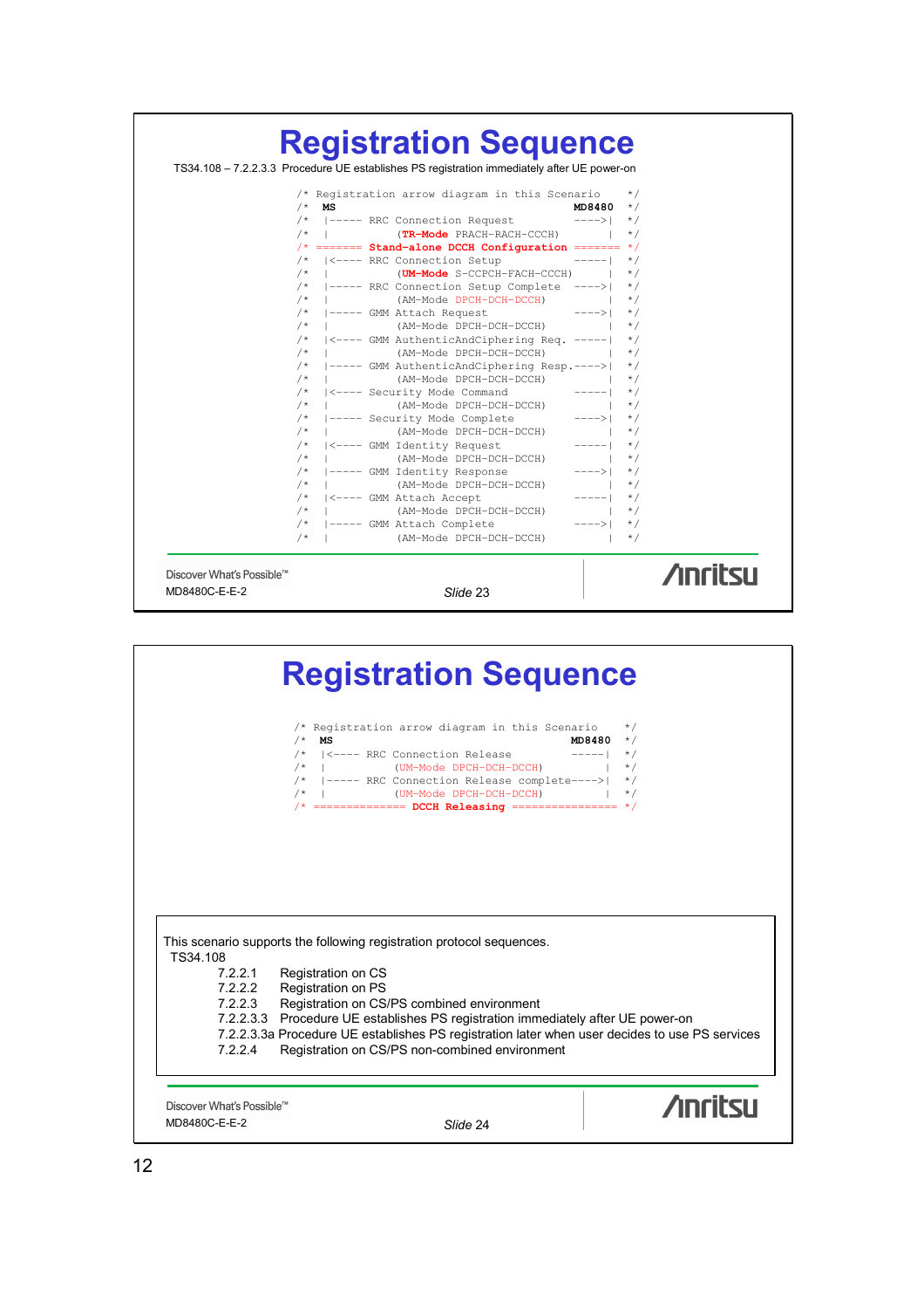# Registration Sequence

TS34.108 – 7.2.2.3.3 Procedure UE establishes PS registration immediately after UE power-on

```
/* Registration arrow diagram in this Scenario       */
/*  MS                                        MD8480  */
/*  |----- RRC Connection Request              ---->|  */
/*  |           (TR-Mode PRACH-RACH-CCCH)           |  */
/* ======= Stand-alone DCCH Configuration ======= */
/*  |<---- RRC Connection Setup                -----|  */
/*  |           (UM-Mode S-CCPCH-FACH-CCCH)         |  */
/*  |----- RRC Connection Setup Complete       ---->|  */
/*  |           (AM-Mode DPCH-DCH-DCCH)             |  */
/*  |----- GMM Attach Request                  ---->|  */
/*  |           (AM-Mode DPCH-DCH-DCCH)             |  */
/*  |<---- GMM AuthenticAndCiphering Req.      -----|  */
/*  |           (AM-Mode DPCH-DCH-DCCH)             |  */
/*  |----- GMM AuthenticAndCiphering Resp.----->|  */
/*  |           (AM-Mode DPCH-DCH-DCCH)             |  */
/*  |<---- Security Mode Command               -----|  */
/*  |           (AM-Mode DPCH-DCH-DCCH)             |  */
/*  |----- Security Mode Complete              ---->|  */
/*  |           (AM-Mode DPCH-DCH-DCCH)             |  */
/*  |<---- GMM Identity Request                -----|  */
/*  |           (AM-Mode DPCH-DCH-DCCH)             |  */
/*  |----- GMM Identity Response               ---->|  */
/*  |           (AM-Mode DPCH-DCH-DCCH)             |  */
/*  |<---- GMM Attach Accept                   -----|  */
/*  |           (AM-Mode DPCH-DCH-DCCH)             |  */
/*  |----- GMM Attach Complete                 ---->|  */
/*  |           (AM-Mode DPCH-DCH-DCCH)             |  */
```

Discover What's Possible™
MD8480C-E-E-2

*Slide 23*

# Registration Sequence

```
/* Registration arrow diagram in this Scenario       */
/*  MS                                        MD8480  */
/*  |<---- RRC Connection Release              -----|  */
/*  |           (UM-Mode DPCH-DCH-DCCH)             |  */
/*  |----- RRC Connection Release complete---->|  */
/*  |           (UM-Mode DPCH-DCH-DCCH)             |  */
/* ============= DCCH Releasing =============== */
```

This scenario supports the following registration protocol sequences.
TS34.108

- 7.2.2.1 Registration on CS
- 7.2.2.2 Registration on PS
- 7.2.2.3 Registration on CS/PS combined environment
- 7.2.2.3.3 Procedure UE establishes PS registration immediately after UE power-on
- 7.2.2.3.3a Procedure UE establishes PS registration later when user decides to use PS services
- 7.2.2.4 Registration on CS/PS non-combined environment

Discover What's Possible™
MD8480C-E-E-2

*Slide 24*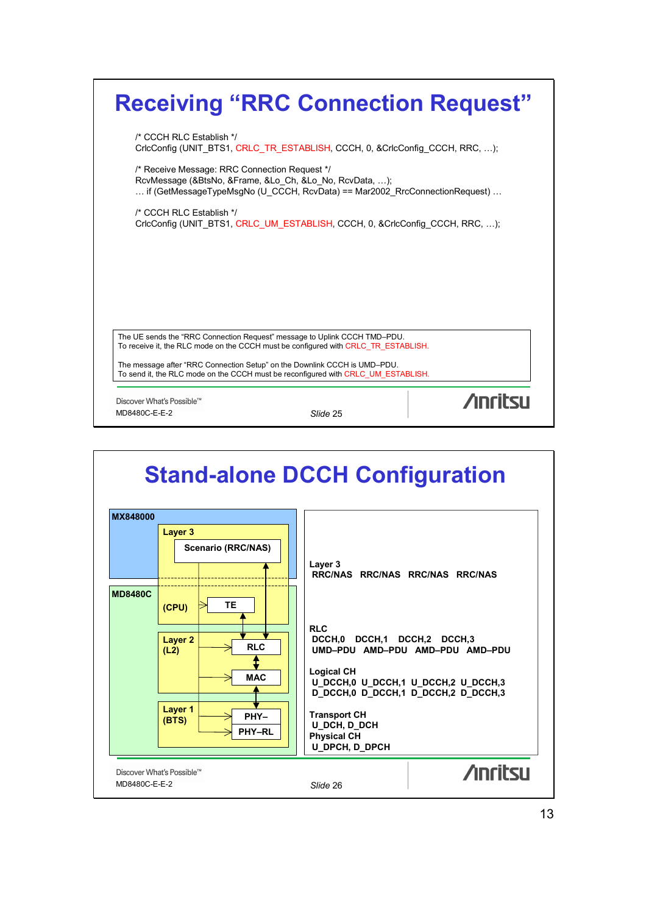# Receiving “RRC Connection Request”

```
/* CCCH RLC Establish */
CrlcConfig (UNIT_BTS1, CRLC_TR_ESTABLISH, CCCH, 0, &CrlcConfig_CCCH, RRC, …);

/* Receive Message: RRC Connection Request */
RcvMessage (&BtsNo, &Frame, &Lo_Ch, &Lo_No, RcvData, …);
… if (GetMessageTypeMsgNo (U_CCCH, RcvData) == Mar2002_RrcConnectionRequest) …

/* CCCH RLC Establish */
CrlcConfig (UNIT_BTS1, CRLC_UM_ESTABLISH, CCCH, 0, &CrlcConfig_CCCH, RRC, …);
```

The UE sends the “RRC Connection Request” message to Uplink CCCH TMD–PDU.
To receive it, the RLC mode on the CCCH must be configured with CRLC_TR_ESTABLISH.

The message after “RRC Connection Setup” on the Downlink CCCH is UMD–PDU.
To send it, the RLC mode on the CCCH must be reconfigured with CRLC_UM_ESTABLISH.

Discover What's Possible™
MD8480C-E-E-2
*Slide 25*

# Stand-alone DCCH Configuration

**MX848000**

**Layer 3**

**Scenario (RRC/NAS)**

**MD8480C**

**(CPU)** **TE**

**Layer 2 (L2)** **RLC** **MAC**

**Layer 1 (BTS)** **PHY–** **PHY–RL**

**Layer 3**
**RRC/NAS RRC/NAS RRC/NAS RRC/NAS**

**RLC**
**DCCH,0 DCCH,1 DCCH,2 DCCH,3**
**UMD–PDU AMD–PDU AMD–PDU AMD–PDU**

**Logical CH**
**U_DCCH,0 U_DCCH,1 U_DCCH,2 U_DCCH,3**
**D_DCCH,0 D_DCCH,1 D_DCCH,2 D_DCCH,3**

**Transport CH**
**U_DCH, D_DCH**
**Physical CH**
**U_DPCH, D_DPCH**

Discover What's Possible™
MD8480C-E-E-2
*Slide 26*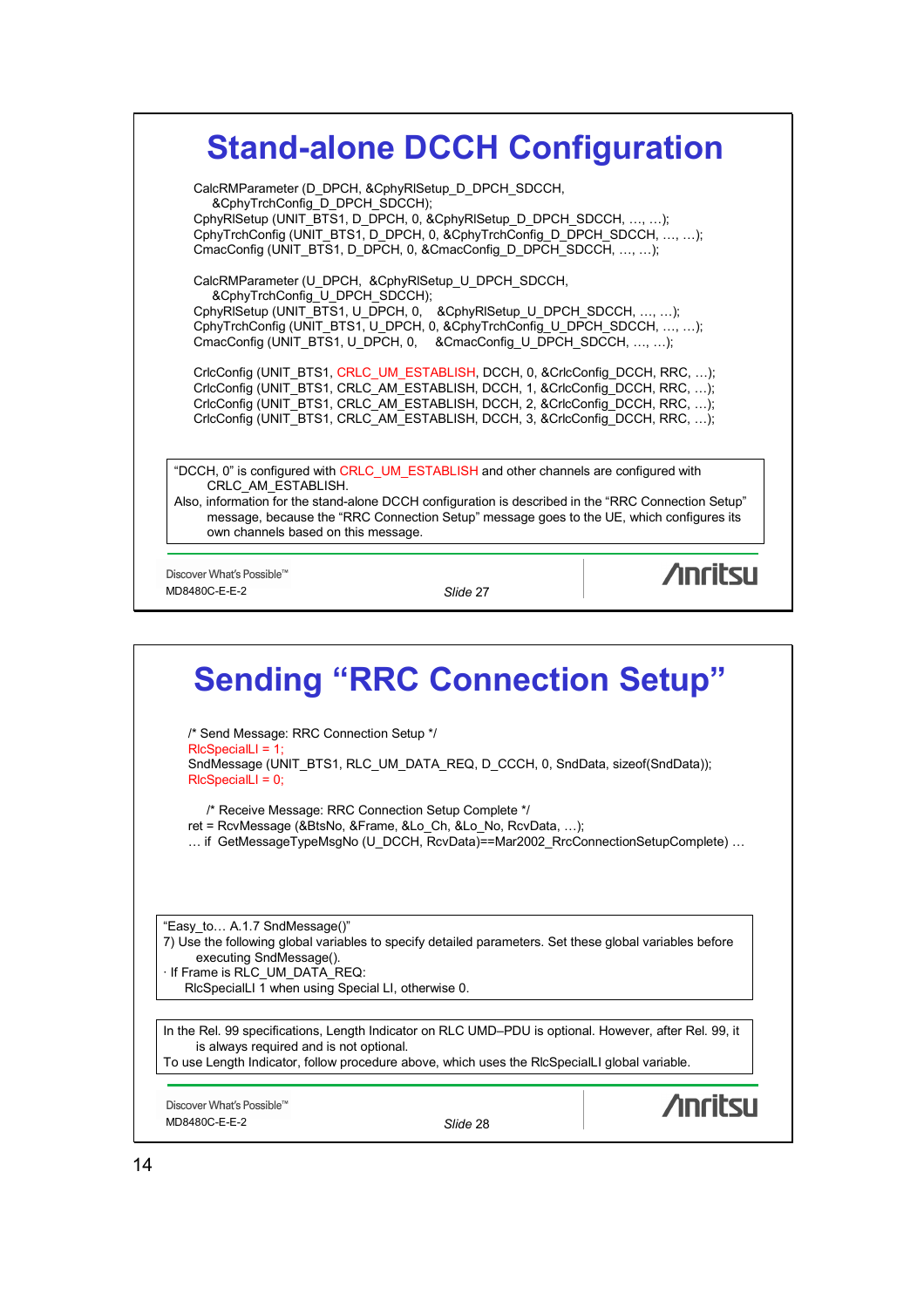# Stand-alone DCCH Configuration

```
CalcRMParameter (D_DPCH, &CphyRlSetup_D_DPCH_SDCCH,
    &CphyTrchConfig_D_DPCH_SDCCH);
CphyRlSetup (UNIT_BTS1, D_DPCH, 0, &CphyRlSetup_D_DPCH_SDCCH, …, …);
CphyTrchConfig (UNIT_BTS1, D_DPCH, 0, &CphyTrchConfig_D_DPCH_SDCCH, …, …);
CmacConfig (UNIT_BTS1, D_DPCH, 0, &CmacConfig_D_DPCH_SDCCH, …, …);

CalcRMParameter (U_DPCH,  &CphyRlSetup_U_DPCH_SDCCH,
    &CphyTrchConfig_U_DPCH_SDCCH);
CphyRlSetup (UNIT_BTS1, U_DPCH, 0,    &CphyRlSetup_U_DPCH_SDCCH, …, …);
CphyTrchConfig (UNIT_BTS1, U_DPCH, 0, &CphyTrchConfig_U_DPCH_SDCCH, …, …);
CmacConfig (UNIT_BTS1, U_DPCH, 0,    &CmacConfig_U_DPCH_SDCCH, …, …);

CrlcConfig (UNIT_BTS1, CRLC_UM_ESTABLISH, DCCH, 0, &CrlcConfig_DCCH, RRC, …);
CrlcConfig (UNIT_BTS1, CRLC_AM_ESTABLISH, DCCH, 1, &CrlcConfig_DCCH, RRC, …);
CrlcConfig (UNIT_BTS1, CRLC_AM_ESTABLISH, DCCH, 2, &CrlcConfig_DCCH, RRC, …);
CrlcConfig (UNIT_BTS1, CRLC_AM_ESTABLISH, DCCH, 3, &CrlcConfig_DCCH, RRC, …);
```

"DCCH, 0" is configured with CRLC_UM_ESTABLISH and other channels are configured with CRLC_AM_ESTABLISH.
Also, information for the stand-alone DCCH configuration is described in the "RRC Connection Setup" message, because the "RRC Connection Setup" message goes to the UE, which configures its own channels based on this message.

Discover What's Possible™
MD8480C-E-E-2

*Slide 27*

# Sending "RRC Connection Setup"

```
/* Send Message: RRC Connection Setup */
RlcSpecialLI = 1;
SndMessage (UNIT_BTS1, RLC_UM_DATA_REQ, D_CCCH, 0, SndData, sizeof(SndData));
RlcSpecialLI = 0;

    /* Receive Message: RRC Connection Setup Complete */
ret = RcvMessage (&BtsNo, &Frame, &Lo_Ch, &Lo_No, RcvData, …);
… if  GetMessageTypeMsgNo (U_DCCH, RcvData)==Mar2002_RrcConnectionSetupComplete) …
```

"Easy_to… A.1.7 SndMessage()"
7) Use the following global variables to specify detailed parameters. Set these global variables before executing SndMessage().
· If Frame is RLC_UM_DATA_REQ:
  RlcSpecialLI 1 when using Special LI, otherwise 0.

In the Rel. 99 specifications, Length Indicator on RLC UMD–PDU is optional. However, after Rel. 99, it is always required and is not optional.
To use Length Indicator, follow procedure above, which uses the RlcSpecialLI global variable.

Discover What's Possible™
MD8480C-E-E-2

*Slide 28*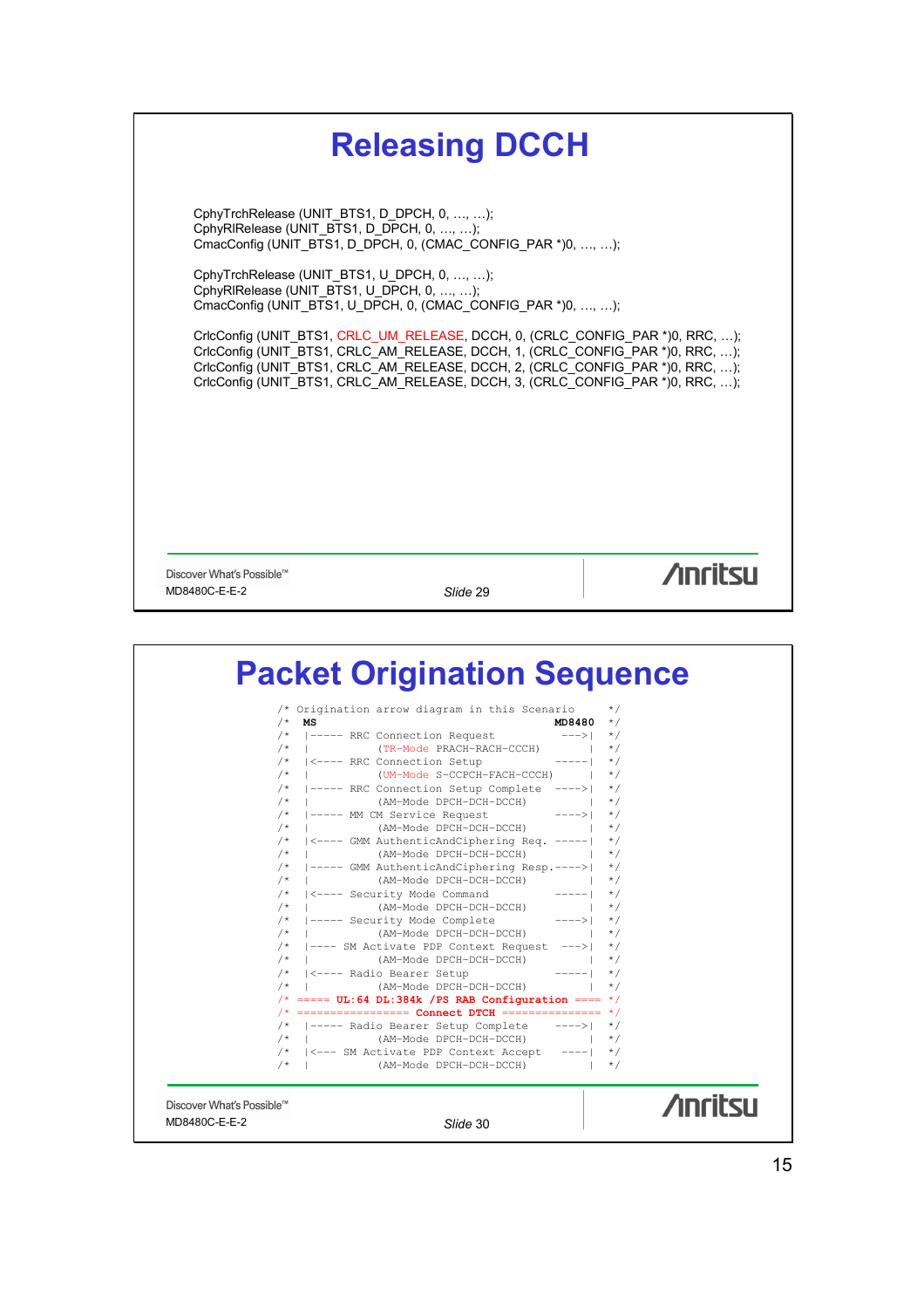# Releasing DCCH

CphyTrchRelease (UNIT_BTS1, D_DPCH, 0, …, …);
CphyRlRelease (UNIT_BTS1, D_DPCH, 0, …, …);
CmacConfig (UNIT_BTS1, D_DPCH, 0, (CMAC_CONFIG_PAR *)0, …, …);

CphyTrchRelease (UNIT_BTS1, U_DPCH, 0, …, …);
CphyRlRelease (UNIT_BTS1, U_DPCH, 0, …, …);
CmacConfig (UNIT_BTS1, U_DPCH, 0, (CMAC_CONFIG_PAR *)0, …, …);

CrlcConfig (UNIT_BTS1, CRLC_UM_RELEASE, DCCH, 0, (CRLC_CONFIG_PAR *)0, RRC, …);
CrlcConfig (UNIT_BTS1, CRLC_AM_RELEASE, DCCH, 1, (CRLC_CONFIG_PAR *)0, RRC, …);
CrlcConfig (UNIT_BTS1, CRLC_AM_RELEASE, DCCH, 2, (CRLC_CONFIG_PAR *)0, RRC, …);
CrlcConfig (UNIT_BTS1, CRLC_AM_RELEASE, DCCH, 3, (CRLC_CONFIG_PAR *)0, RRC, …);

Discover What's Possible™
MD8480C-E-E-2
*Slide 29*

# Packet Origination Sequence

```
/* Origination arrow diagram in this Scenario     */
/*  MS                                   MD8480   */
/*  |----- RRC Connection Request          --->|  */
/*  |          (TR-Mode PRACH-RACH-CCCH)       |  */
/*  |<---- RRC Connection Setup           -----|  */
/*  |          (UM-Mode S-CCPCH-FACH-CCCH)     |  */
/*  |----- RRC Connection Setup Complete  ---->|  */
/*  |          (AM-Mode DPCH-DCH-DCCH)         |  */
/*  |----- MM CM Service Request          ---->|  */
/*  |          (AM-Mode DPCH-DCH-DCCH)         |  */
/*  |<---- GMM AuthenticAndCiphering Req. -----|  */
/*  |          (AM-Mode DPCH-DCH-DCCH)         |  */
/*  |----- GMM AuthenticAndCiphering Resp.---->|  */
/*  |          (AM-Mode DPCH-DCH-DCCH)         |  */
/*  |<---- Security Mode Command          -----|  */
/*  |          (AM-Mode DPCH-DCH-DCCH)         |  */
/*  |----- Security Mode Complete         ---->|  */
/*  |          (AM-Mode DPCH-DCH-DCCH)         |  */
/*  |---- SM Activate PDP Context Request  --->|  */
/*  |          (AM-Mode DPCH-DCH-DCCH)         |  */
/*  |<---- Radio Bearer Setup             -----|  */
/*  |          (AM-Mode DPCH-DCH-DCCH)         |  */
/* ==== UL:64 DL:384k /PS RAB Configuration ==== */
/* ================= Connect DTCH =============== */
/*  |----- Radio Bearer Setup Complete    ---->|  */
/*  |          (AM-Mode DPCH-DCH-DCCH)         |  */
/*  |<--- SM Activate PDP Context Accept   ----|  */
/*  |          (AM-Mode DPCH-DCH-DCCH)         |  */
```

Discover What's Possible™
MD8480C-E-E-2
*Slide 30*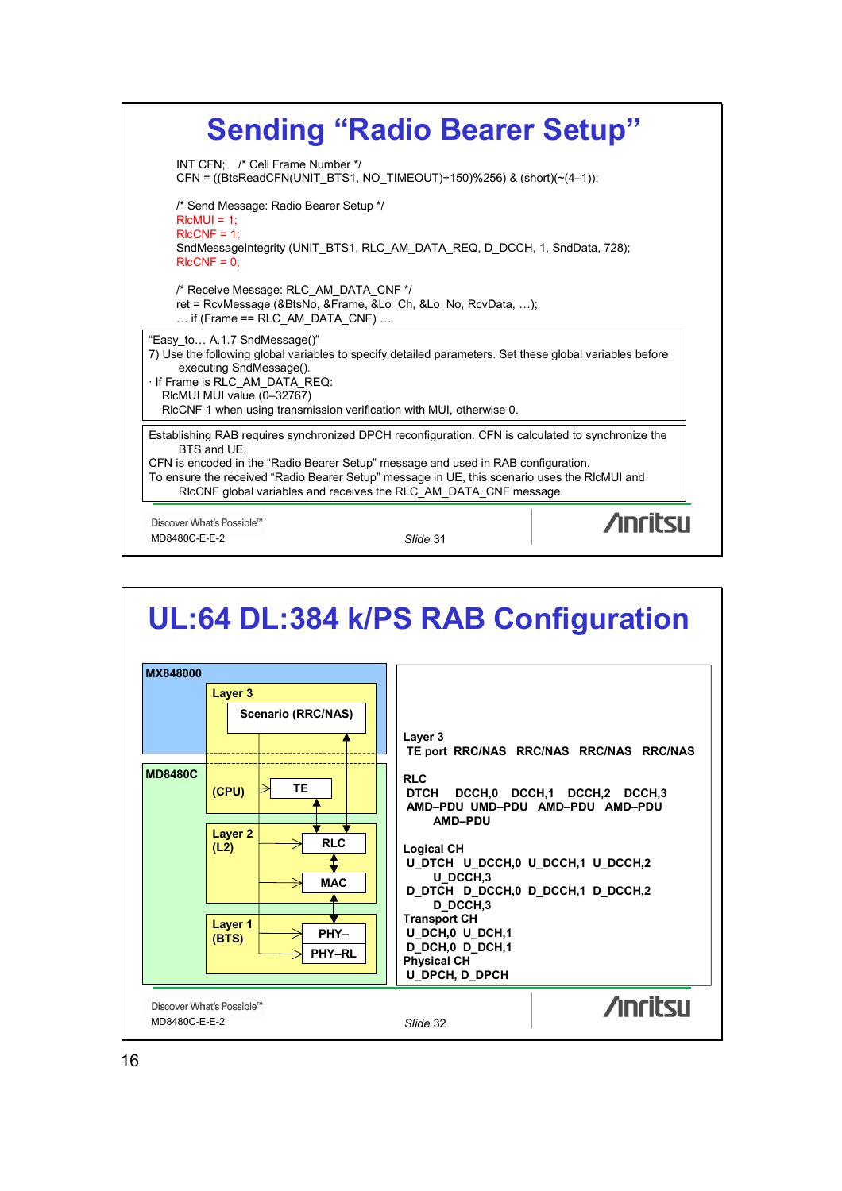# Sending "Radio Bearer Setup"

```
INT CFN;    /* Cell Frame Number */
CFN = ((BtsReadCFN(UNIT_BTS1, NO_TIMEOUT)+150)%256) & (short)(~(4–1));

/* Send Message: Radio Bearer Setup */
RlcMUI = 1;
RlcCNF = 1;
SndMessageIntegrity (UNIT_BTS1, RLC_AM_DATA_REQ, D_DCCH, 1, SndData, 728);
RlcCNF = 0;

/* Receive Message: RLC_AM_DATA_CNF */
ret = RcvMessage (&BtsNo, &Frame, &Lo_Ch, &Lo_No, RcvData, …);
… if (Frame == RLC_AM_DATA_CNF) …
```

"Easy_to… A.1.7 SndMessage()"
7) Use the following global variables to specify detailed parameters. Set these global variables before executing SndMessage().
· If Frame is RLC_AM_DATA_REQ:
RlcMUI MUI value (0–32767)
RlcCNF 1 when using transmission verification with MUI, otherwise 0.

Establishing RAB requires synchronized DPCH reconfiguration. CFN is calculated to synchronize the BTS and UE.
CFN is encoded in the "Radio Bearer Setup" message and used in RAB configuration.
To ensure the received "Radio Bearer Setup" message in UE, this scenario uses the RlcMUI and RlcCNF global variables and receives the RLC_AM_DATA_CNF message.

Discover What's Possible™
MD8480C-E-E-2
*Slide 31*

# UL:64 DL:384 k/PS RAB Configuration

**MX848000**
- Layer 3
  - Scenario (RRC/NAS)

**MD8480C**
- (CPU): TE
- Layer 2 (L2): RLC, MAC
- Layer 1 (BTS): PHY–, PHY–RL

**Layer 3**
TE port RRC/NAS RRC/NAS RRC/NAS RRC/NAS

**RLC**
DTCH DCCH,0 DCCH,1 DCCH,2 DCCH,3
AMD–PDU UMD–PDU AMD–PDU AMD–PDU AMD–PDU

**Logical CH**
U_DTCH U_DCCH,0 U_DCCH,1 U_DCCH,2 U_DCCH,3
D_DTCH D_DCCH,0 D_DCCH,1 D_DCCH,2 D_DCCH,3

**Transport CH**
U_DCH,0 U_DCH,1
D_DCH,0 D_DCH,1

**Physical CH**
U_DPCH, D_DPCH

Discover What's Possible™
MD8480C-E-E-2
*Slide 32*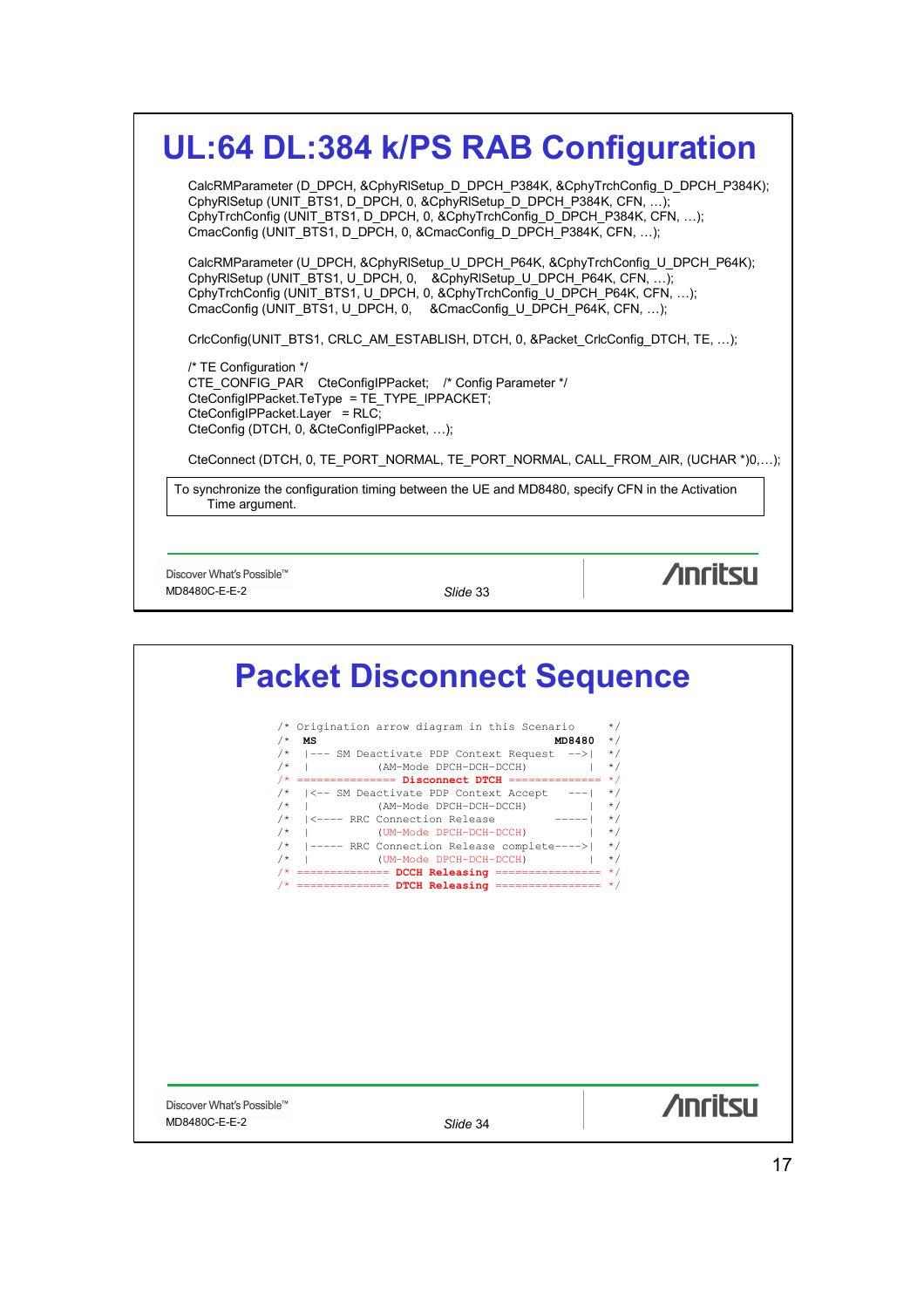# UL:64 DL:384 k/PS RAB Configuration

```
CalcRMParameter (D_DPCH, &CphyRlSetup_D_DPCH_P384K, &CphyTrchConfig_D_DPCH_P384K);
CphyRlSetup (UNIT_BTS1, D_DPCH, 0, &CphyRlSetup_D_DPCH_P384K, CFN, …);
CphyTrchConfig (UNIT_BTS1, D_DPCH, 0, &CphyTrchConfig_D_DPCH_P384K, CFN, …);
CmacConfig (UNIT_BTS1, D_DPCH, 0, &CmacConfig_D_DPCH_P384K, CFN, …);

CalcRMParameter (U_DPCH, &CphyRlSetup_U_DPCH_P64K, &CphyTrchConfig_U_DPCH_P64K);
CphyRlSetup (UNIT_BTS1, U_DPCH, 0,    &CphyRlSetup_U_DPCH_P64K, CFN, …);
CphyTrchConfig (UNIT_BTS1, U_DPCH, 0, &CphyTrchConfig_U_DPCH_P64K, CFN, …);
CmacConfig (UNIT_BTS1, U_DPCH, 0,     &CmacConfig_U_DPCH_P64K, CFN, …);

CrlcConfig(UNIT_BTS1, CRLC_AM_ESTABLISH, DTCH, 0, &Packet_CrlcConfig_DTCH, TE, …);

/* TE Configuration */
CTE_CONFIG_PAR   CteConfigIPPacket;   /* Config Parameter */
CteConfigIPPacket.TeType  = TE_TYPE_IPPACKET;
CteConfigIPPacket.Layer   = RLC;
CteConfig (DTCH, 0, &CteConfigIPPacket, …);

CteConnect (DTCH, 0, TE_PORT_NORMAL, TE_PORT_NORMAL, CALL_FROM_AIR, (UCHAR *)0,…);
```

To synchronize the configuration timing between the UE and MD8480, specify CFN in the Activation Time argument.

Discover What's Possible™
MD8480C-E-E-2

*Slide* 33

# Packet Disconnect Sequence

```
/* Origination arrow diagram in this Scenario        */
/*  MS                                      MD8480   */
/*  |--- SM Deactivate PDP Context Request   -->|    */
/*  |           (AM-Mode DPCH-DCH-DCCH)         |    */
/* =============== Disconnect DTCH ============== */
/*  |<-- SM Deactivate PDP Context Accept    ---|    */
/*  |           (AM-Mode DPCH-DCH-DCCH)         |    */
/*  |<---- RRC Connection Release          -----|    */
/*  |           (UM-Mode DPCH-DCH-DCCH)         |    */
/*  |----- RRC Connection Release complete---->|    */
/*  |           (UM-Mode DPCH-DCH-DCCH)         |    */
/* ============== DCCH Releasing ================ */
/* ============== DTCH Releasing ================ */
```

Discover What's Possible™
MD8480C-E-E-2

*Slide* 34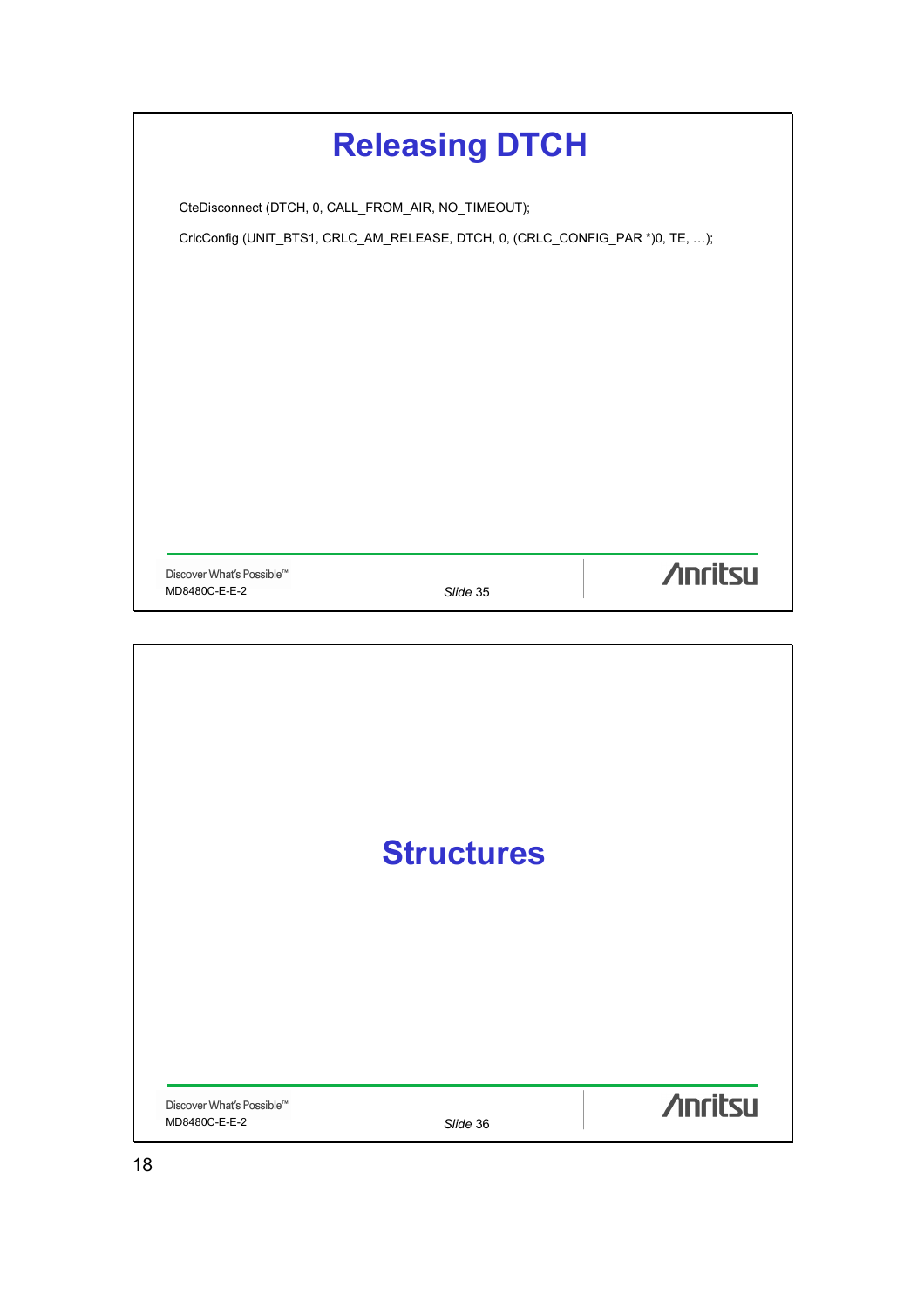# Releasing DTCH

```
CteDisconnect (DTCH, 0, CALL_FROM_AIR, NO_TIMEOUT);

CrlcConfig (UNIT_BTS1, CRLC_AM_RELEASE, DTCH, 0, (CRLC_CONFIG_PAR *)0, TE, …);
```

# Structures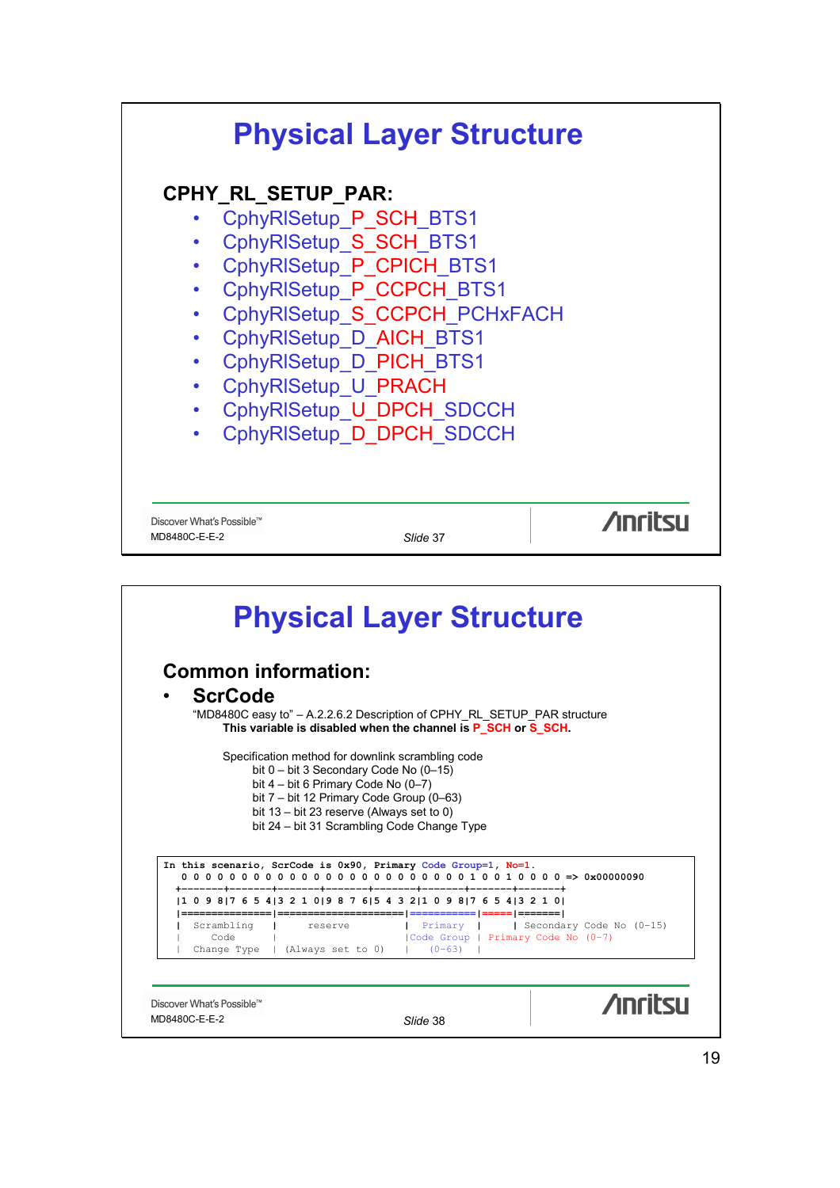# Physical Layer Structure

## CPHY_RL_SETUP_PAR:

- CphyRlSetup_P_SCH_BTS1
- CphyRlSetup_S_SCH_BTS1
- CphyRlSetup_P_CPICH_BTS1
- CphyRlSetup_P_CCPCH_BTS1
- CphyRlSetup_S_CCPCH_PCHxFACH
- CphyRlSetup_D_AICH_BTS1
- CphyRlSetup_D_PICH_BTS1
- CphyRlSetup_U_PRACH
- CphyRlSetup_U_DPCH_SDCCH
- CphyRlSetup_D_DPCH_SDCCH

Discover What's Possible™
MD8480C-E-E-2
*Slide* 37

# Physical Layer Structure

## Common information:

- **ScrCode**

"MD8480C easy to" – A.2.2.6.2 Description of CPHY_RL_SETUP_PAR structure
**This variable is disabled when the channel is P_SCH or S_SCH.**

Specification method for downlink scrambling code
bit 0 – bit 3 Secondary Code No (0–15)
bit 4 – bit 6 Primary Code No (0–7)
bit 7 – bit 12 Primary Code Group (0–63)
bit 13 – bit 23 reserve (Always set to 0)
bit 24 – bit 31 Scrambling Code Change Type

```
In this scenario, ScrCode is 0x90, Primary Code Group=1, No=1.
  0 0 0 0 0 0 0 0 0 0 0 0 0 0 0 0 0 0 0 0 0 0 0 0 1 0 0 1 0 0 0 0 => 0x00000090
 +-------+-------+-------+-------+-------+-------+-------+-------+
 |1 0 9 8|7 6 5 4|3 2 1 0|9 8 7 6|5 4 3 2|1 0 9 8|7 6 5 4|3 2 1 0|
 |===============|=====================|===========|=====|=======|
 |  Scrambling   |       reserve       |  Primary  |     | Secondary Code No (0-15)
 |     Code      |                     |Code Group | Primary Code No (0-7)
 |  Change Type  | (Always set to 0)   |  (0-63)   |
```

Discover What's Possible™
MD8480C-E-E-2
*Slide* 38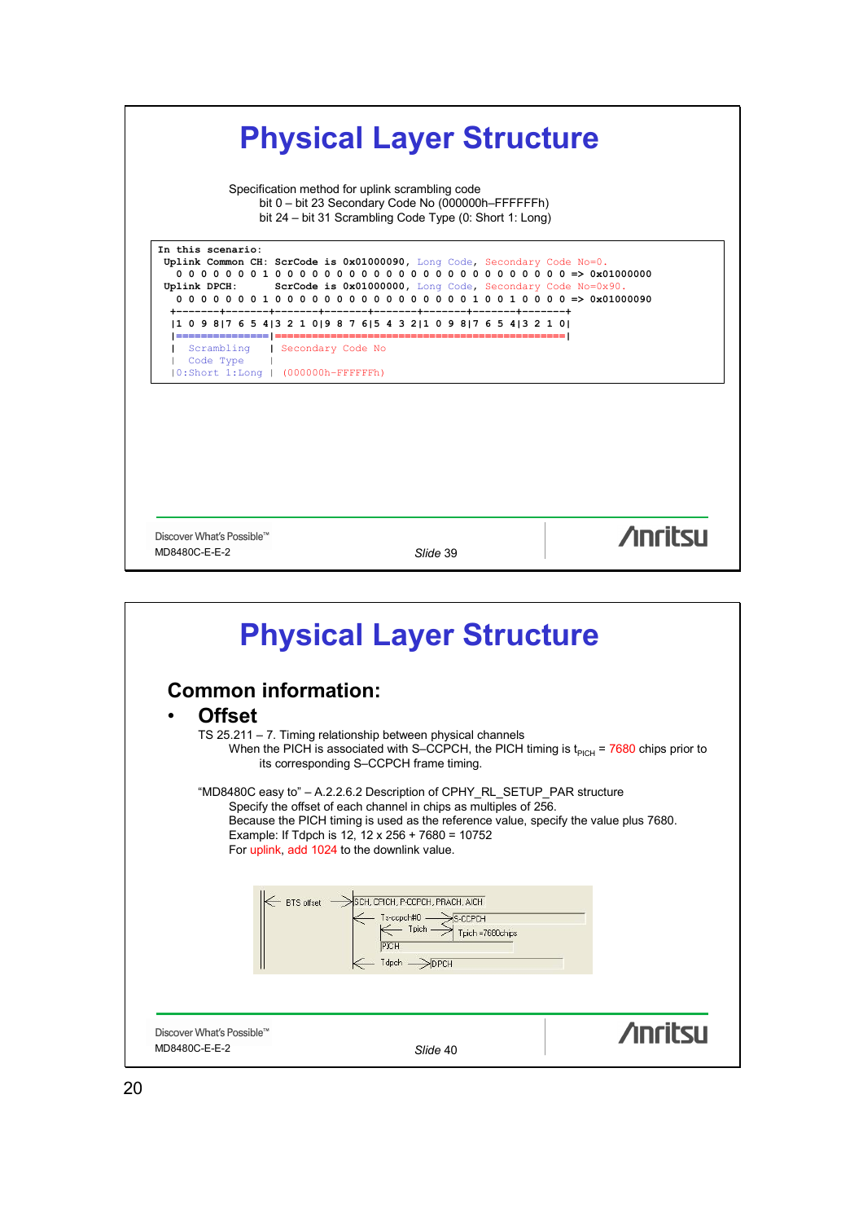# Physical Layer Structure

Specification method for uplink scrambling code

bit 0 – bit 23 Secondary Code No (000000h–FFFFFFh)

bit 24 – bit 31 Scrambling Code Type (0: Short 1: Long)

```
In this scenario:
 Uplink Common CH: ScrCode is 0x01000090, Long Code, Secondary Code No=0.
   0 0 0 0 0 0 0 1 0 0 0 0 0 0 0 0 0 0 0 0 0 0 0 0 0 0 0 0 0 0 0 0 => 0x01000000
 Uplink DPCH:      ScrCode is 0x01000000, Long Code, Secondary Code No=0x90.
   0 0 0 0 0 0 0 1 0 0 0 0 0 0 0 0 0 0 0 0 0 0 0 0 1 0 0 1 0 0 0 0 => 0x01000090
  +-------+-------+-------+-------+-------+-------+-------+-------+
  |1 0 9 8|7 6 5 4|3 2 1 0|9 8 7 6|5 4 3 2|1 0 9 8|7 6 5 4|3 2 1 0|
  |===============|===============================================|
  |  Scrambling   | Secondary Code No
  |  Code Type    |
  |0:Short 1:Long | (000000h-FFFFFFh)
```

Slide 39

# Physical Layer Structure

## Common information:

- **Offset**

TS 25.211 – 7. Timing relationship between physical channels

When the PICH is associated with S–CCPCH, the PICH timing is $t_{PICH}$ = 7680 chips prior to its corresponding S–CCPCH frame timing.

"MD8480C easy to" – A.2.2.6.2 Description of CPHY_RL_SETUP_PAR structure

Specify the offset of each channel in chips as multiples of 256.

Because the PICH timing is used as the reference value, specify the value plus 7680.

Example: If Tdpch is 12, 12 x 256 + 7680 = 10752

For uplink, add 1024 to the downlink value.

BTS offset — SCH, CPICH, P-CCPCH, PRACH, AICH; Ts-ccpch#0 — S-CCPCH; Tpich — Tpich =7680chips; PICH; Tdpch — DPCH

Slide 40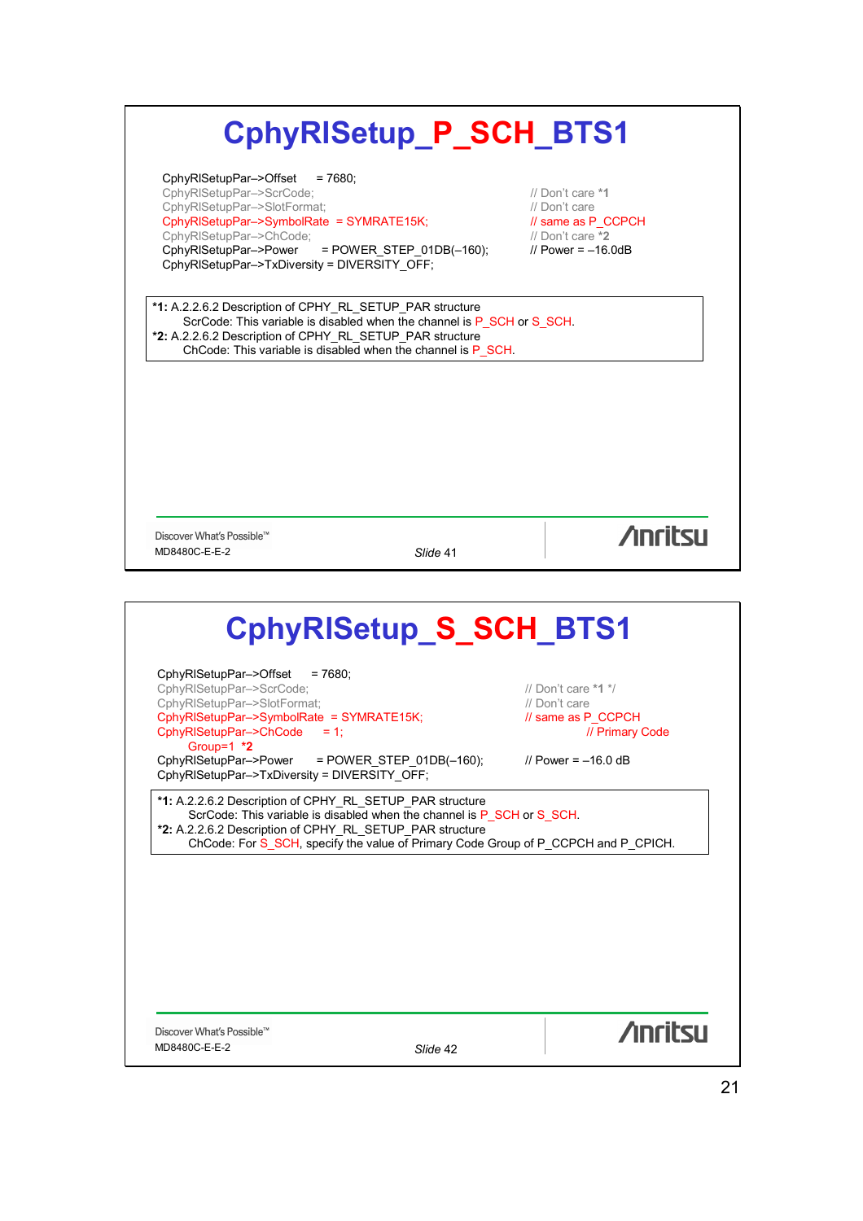# CphyRlSetup_P_SCH_BTS1

```
CphyRlSetupPar->Offset     = 7680;
CphyRlSetupPar->ScrCode;                          // Don't care *1
CphyRlSetupPar->SlotFormat;                       // Don't care
CphyRlSetupPar->SymbolRate  = SYMRATE15K;         // same as P_CCPCH
CphyRlSetupPar->ChCode;                           // Don't care *2
CphyRlSetupPar->Power      = POWER_STEP_01DB(-160);   // Power = -16.0dB
CphyRlSetupPar->TxDiversity = DIVERSITY_OFF;
```

**\*1:** A.2.2.6.2 Description of CPHY_RL_SETUP_PAR structure
ScrCode: This variable is disabled when the channel is P_SCH or S_SCH.
**\*2:** A.2.2.6.2 Description of CPHY_RL_SETUP_PAR structure
ChCode: This variable is disabled when the channel is P_SCH.

Discover What's Possible™
MD8480C-E-E-2
*Slide* 41

# CphyRlSetup_S_SCH_BTS1

```
CphyRlSetupPar->Offset     = 7680;
CphyRlSetupPar->ScrCode;                          // Don't care *1 */
CphyRlSetupPar->SlotFormat;                       // Don't care
CphyRlSetupPar->SymbolRate  = SYMRATE15K;         // same as P_CCPCH
CphyRlSetupPar->ChCode      = 1;                  // Primary Code
      Group=1  *2
CphyRlSetupPar->Power      = POWER_STEP_01DB(-160);   // Power = -16.0 dB
CphyRlSetupPar->TxDiversity = DIVERSITY_OFF;
```

**\*1:** A.2.2.6.2 Description of CPHY_RL_SETUP_PAR structure
ScrCode: This variable is disabled when the channel is P_SCH or S_SCH.
**\*2:** A.2.2.6.2 Description of CPHY_RL_SETUP_PAR structure
ChCode: For S_SCH, specify the value of Primary Code Group of P_CCPCH and P_CPICH.

Discover What's Possible™
MD8480C-E-E-2
*Slide* 42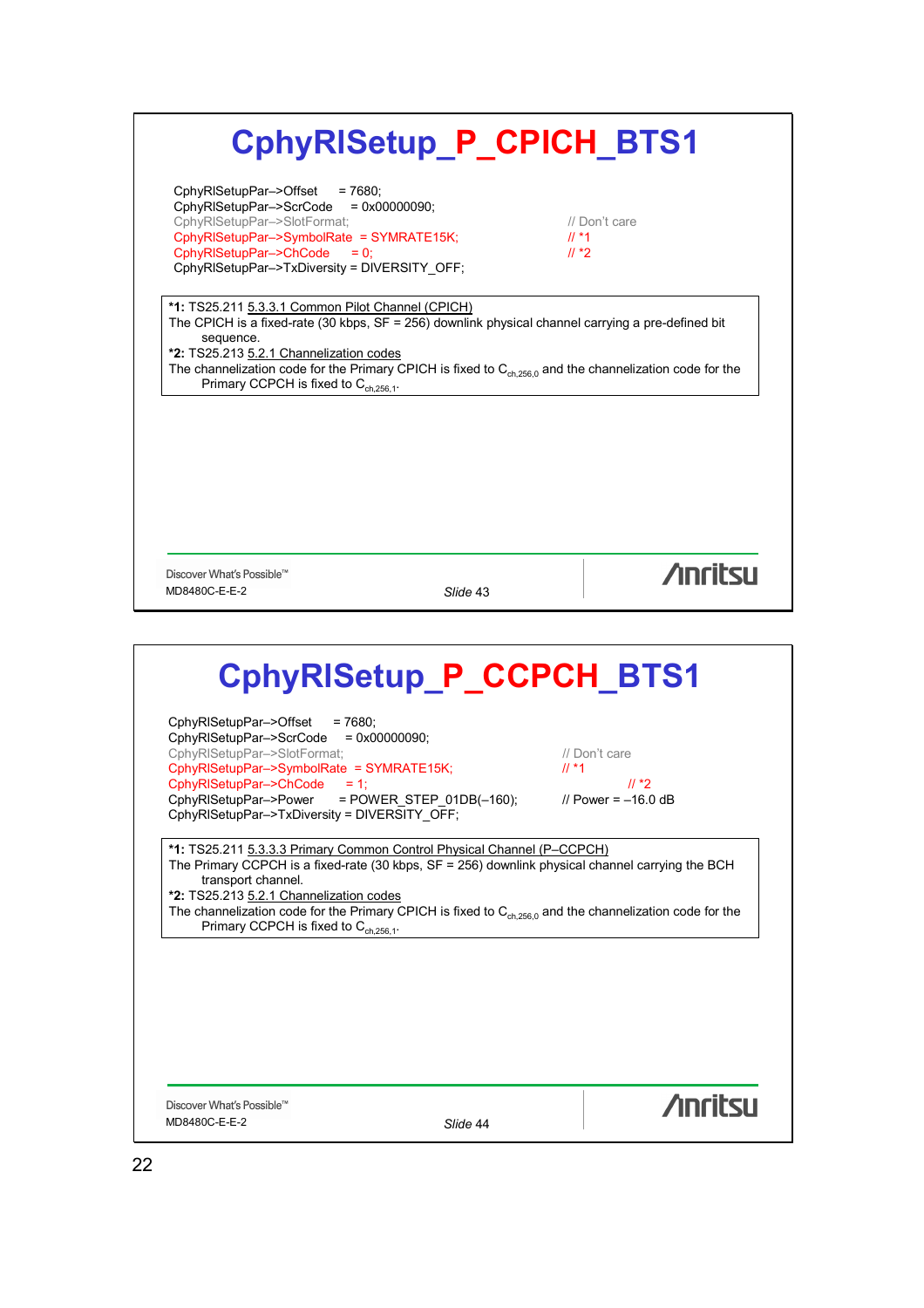# CphyRlSetup_P_CPICH_BTS1

```
CphyRlSetupPar–>Offset     = 7680;
CphyRlSetupPar–>ScrCode    = 0x00000090;
CphyRlSetupPar–>SlotFormat;                              // Don't care
CphyRlSetupPar–>SymbolRate  = SYMRATE15K;                // *1
CphyRlSetupPar–>ChCode     = 0;                          // *2
CphyRlSetupPar–>TxDiversity = DIVERSITY_OFF;
```

**\*1:** TS25.211 5.3.3.1 Common Pilot Channel (CPICH)
The CPICH is a fixed-rate (30 kbps, SF = 256) downlink physical channel carrying a pre-defined bit sequence.
**\*2:** TS25.213 5.2.1 Channelization codes
The channelization code for the Primary CPICH is fixed to $C_{ch,256,0}$ and the channelization code for the Primary CCPCH is fixed to $C_{ch,256,1}$.

Discover What's Possible™
MD8480C-E-E-2
*Slide* 43

# CphyRlSetup_P_CCPCH_BTS1

```
CphyRlSetupPar–>Offset     = 7680;
CphyRlSetupPar–>ScrCode    = 0x00000090;
CphyRlSetupPar–>SlotFormat;                              // Don't care
CphyRlSetupPar–>SymbolRate  = SYMRATE15K;                // *1
CphyRlSetupPar–>ChCode     = 1;                          // *2
CphyRlSetupPar–>Power      = POWER_STEP_01DB(–160);      // Power = –16.0 dB
CphyRlSetupPar–>TxDiversity = DIVERSITY_OFF;
```

**\*1:** TS25.211 5.3.3.3 Primary Common Control Physical Channel (P–CCPCH)
The Primary CCPCH is a fixed-rate (30 kbps, SF = 256) downlink physical channel carrying the BCH transport channel.
**\*2:** TS25.213 5.2.1 Channelization codes
The channelization code for the Primary CPICH is fixed to $C_{ch,256,0}$ and the channelization code for the Primary CCPCH is fixed to $C_{ch,256,1}$.

Discover What's Possible™
MD8480C-E-E-2
*Slide* 44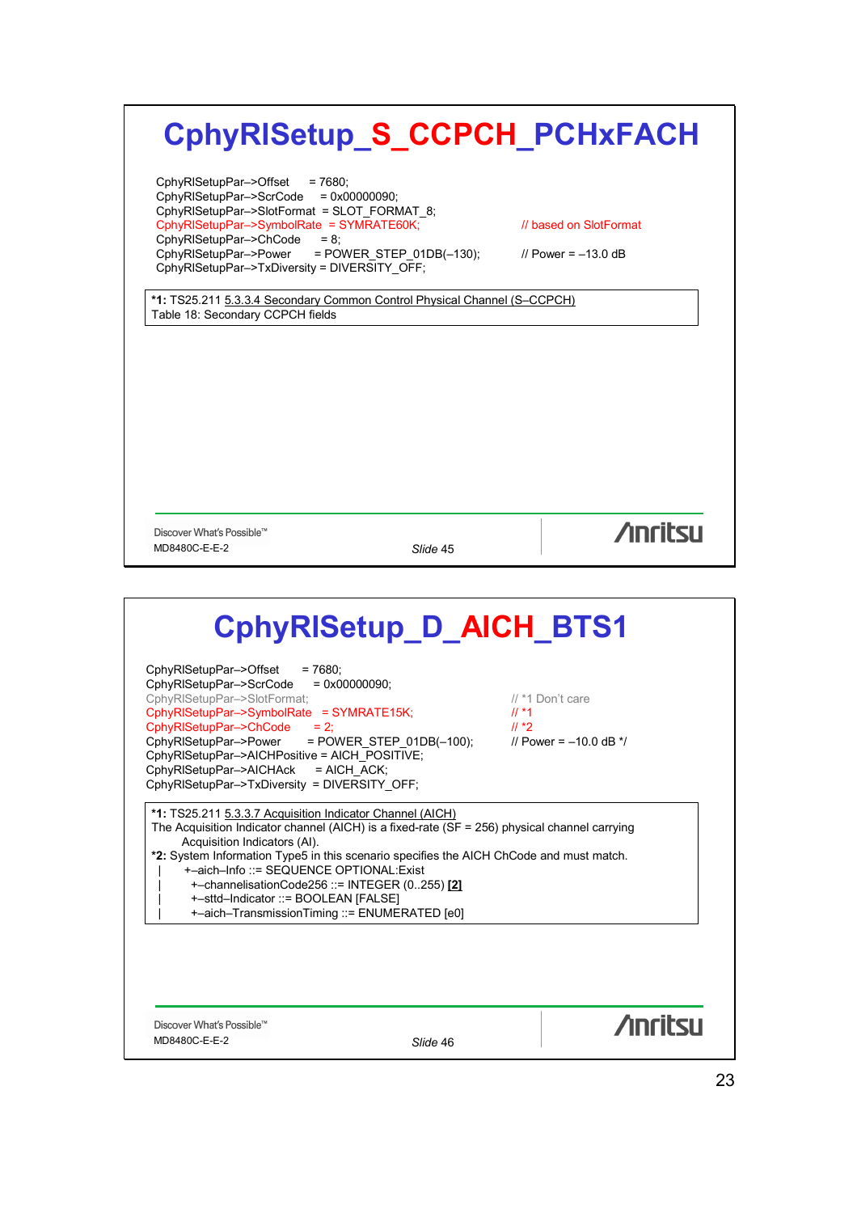# CphyRlSetup_S_CCPCH_PCHxFACH

```
CphyRlSetupPar–>Offset      = 7680;
CphyRlSetupPar–>ScrCode      = 0x00000090;
CphyRlSetupPar–>SlotFormat  = SLOT_FORMAT_8;
CphyRlSetupPar–>SymbolRate  = SYMRATE60K;          // based on SlotFormat
CphyRlSetupPar–>ChCode       = 8;
CphyRlSetupPar–>Power       = POWER_STEP_01DB(–130);   // Power = –13.0 dB
CphyRlSetupPar–>TxDiversity = DIVERSITY_OFF;
```

**\*1:** TS25.211 5.3.3.4 Secondary Common Control Physical Channel (S–CCPCH)
Table 18: Secondary CCPCH fields

Discover What's Possible™
MD8480C-E-E-2

*Slide* 45

# CphyRlSetup_D_AICH_BTS1

```
CphyRlSetupPar–>Offset      = 7680;
CphyRlSetupPar–>ScrCode      = 0x00000090;
CphyRlSetupPar–>SlotFormat;                          // *1 Don't care
CphyRlSetupPar–>SymbolRate   = SYMRATE15K;           // *1
CphyRlSetupPar–>ChCode        = 2;                    // *2
CphyRlSetupPar–>Power        = POWER_STEP_01DB(–100);  // Power = –10.0 dB */
CphyRlSetupPar–>AICHPositive = AICH_POSITIVE;
CphyRlSetupPar–>AICHAck       = AICH_ACK;
CphyRlSetupPar–>TxDiversity = DIVERSITY_OFF;
```

**\*1:** TS25.211 5.3.3.7 Acquisition Indicator Channel (AICH)
The Acquisition Indicator channel (AICH) is a fixed-rate (SF = 256) physical channel carrying Acquisition Indicators (AI).
**\*2:** System Information Type5 in this scenario specifies the AICH ChCode and must match.

```
|     +–aich–Info ::= SEQUENCE OPTIONAL:Exist
|        +–channelisationCode256 ::= INTEGER (0..255) [2]
|        +–sttd–Indicator ::= BOOLEAN [FALSE]
|        +–aich–TransmissionTiming ::= ENUMERATED [e0]
```

Discover What's Possible™
MD8480C-E-E-2

*Slide* 46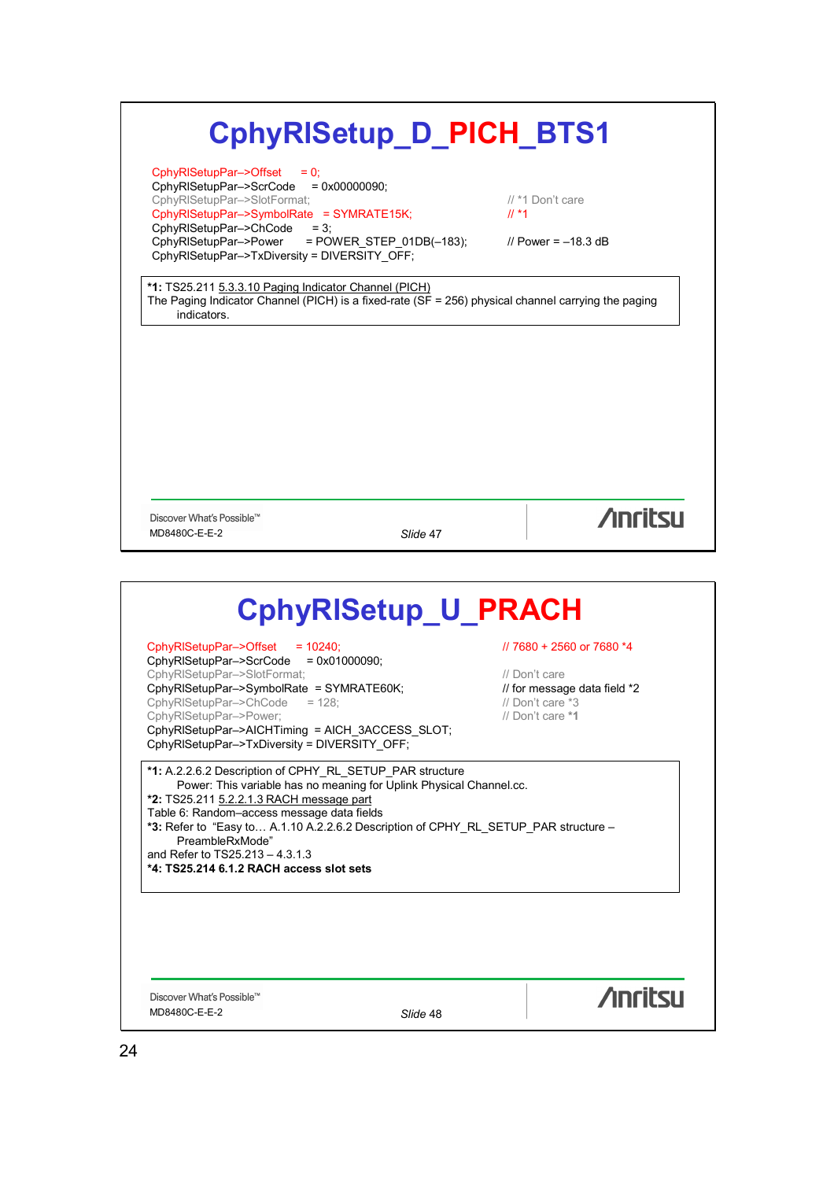# CphyRlSetup_D_PICH_BTS1

```
CphyRlSetupPar–>Offset       = 0;
CphyRlSetupPar–>ScrCode      = 0x00000090;
CphyRlSetupPar–>SlotFormat;                              // *1 Don't care
CphyRlSetupPar–>SymbolRate   = SYMRATE15K;               // *1
CphyRlSetupPar–>ChCode       = 3;
CphyRlSetupPar–>Power        = POWER_STEP_01DB(–183);    // Power = –18.3 dB
CphyRlSetupPar–>TxDiversity = DIVERSITY_OFF;
```

**\*1:** TS25.211 5.3.3.10 Paging Indicator Channel (PICH)
The Paging Indicator Channel (PICH) is a fixed-rate (SF = 256) physical channel carrying the paging indicators.

Discover What's Possible™
MD8480C-E-E-2

*Slide* 47

# CphyRlSetup_U_PRACH

```
CphyRlSetupPar–>Offset       = 10240;                   // 7680 + 2560 or 7680 *4
CphyRlSetupPar–>ScrCode      = 0x01000090;
CphyRlSetupPar–>SlotFormat;                              // Don't care
CphyRlSetupPar–>SymbolRate  = SYMRATE60K;                // for message data field *2
CphyRlSetupPar–>ChCode       = 128;                      // Don't care *3
CphyRlSetupPar–>Power;                                   // Don't care *1
CphyRlSetupPar–>AICHTiming  = AICH_3ACCESS_SLOT;
CphyRlSetupPar–>TxDiversity = DIVERSITY_OFF;
```

**\*1:** A.2.2.6.2 Description of CPHY_RL_SETUP_PAR structure
Power: This variable has no meaning for Uplink Physical Channel.cc.
**\*2:** TS25.211 5.2.2.1.3 RACH message part
Table 6: Random–access message data fields
**\*3:** Refer to "Easy to… A.1.10 A.2.2.6.2 Description of CPHY_RL_SETUP_PAR structure – PreambleRxMode"
and Refer to TS25.213 – 4.3.1.3
**\*4: TS25.214 6.1.2 RACH access slot sets**

Discover What's Possible™
MD8480C-E-E-2

*Slide* 48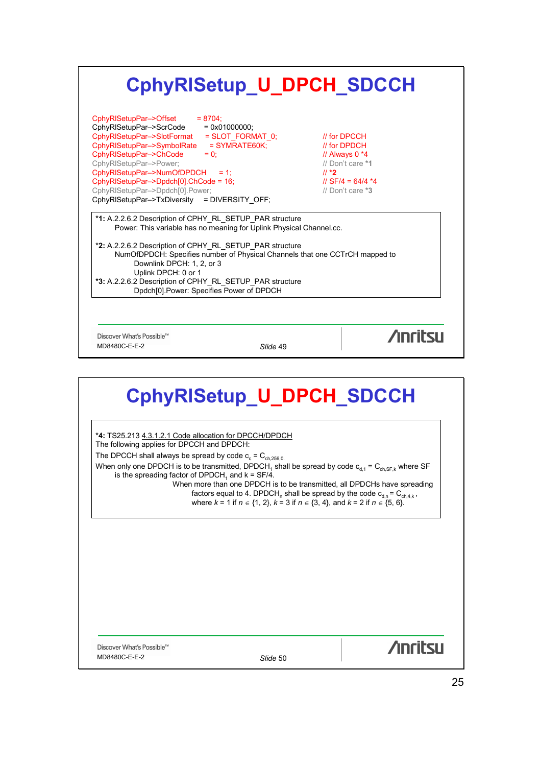# CphyRlSetup_U_DPCH_SDCCH

```
CphyRlSetupPar–>Offset        = 8704;
CphyRlSetupPar–>ScrCode        = 0x01000000;
CphyRlSetupPar–>SlotFormat     = SLOT_FORMAT_0;        // for DPCCH
CphyRlSetupPar–>SymbolRate     = SYMRATE60K;           // for DPDCH
CphyRlSetupPar–>ChCode         = 0;                    // Always 0 *4
CphyRlSetupPar–>Power;                                 // Don't care *1
CphyRlSetupPar–>NumOfDPDCH     = 1;                    // *2
CphyRlSetupPar–>Dpdch[0].ChCode = 16;                  // SF/4 = 64/4 *4
CphyRlSetupPar–>Dpdch[0].Power;                        // Don't care *3
CphyRlSetupPar–>TxDiversity    = DIVERSITY_OFF;
```

**\*1:** A.2.2.6.2 Description of CPHY_RL_SETUP_PAR structure
Power: This variable has no meaning for Uplink Physical Channel.cc.

**\*2:** A.2.2.6.2 Description of CPHY_RL_SETUP_PAR structure
NumOfDPDCH: Specifies number of Physical Channels that one CCTrCH mapped to
Downlink DPCH: 1, 2, or 3
Uplink DPCH: 0 or 1

**\*3:** A.2.2.6.2 Description of CPHY_RL_SETUP_PAR structure
Dpdch[0].Power: Specifies Power of DPDCH

Discover What's Possible™
MD8480C-E-E-2
*Slide* 49

# CphyRlSetup_U_DPCH_SDCCH

**\*4:** TS25.213 4.3.1.2.1 Code allocation for DPCCH/DPDCH
The following applies for DPCCH and DPDCH:
The DPCCH shall always be spread by code $c_c = C_{ch,256,0}$.
When only one DPDCH is to be transmitted, $DPDCH_1$ shall be spread by code $c_{d,1} = C_{ch,SF,k}$ where SF is the spreading factor of $DPDCH_1$ and k = SF/4.
When more than one DPDCH is to be transmitted, all DPDCHs have spreading factors equal to 4. $DPDCH_n$ shall be spread by the code $c_{d,n} = C_{ch,4,k}$, where $k = 1$ if $n \in \{1, 2\}$, $k = 3$ if $n \in \{3, 4\}$, and $k = 2$ if $n \in \{5, 6\}$.

Discover What's Possible™
MD8480C-E-E-2
*Slide* 50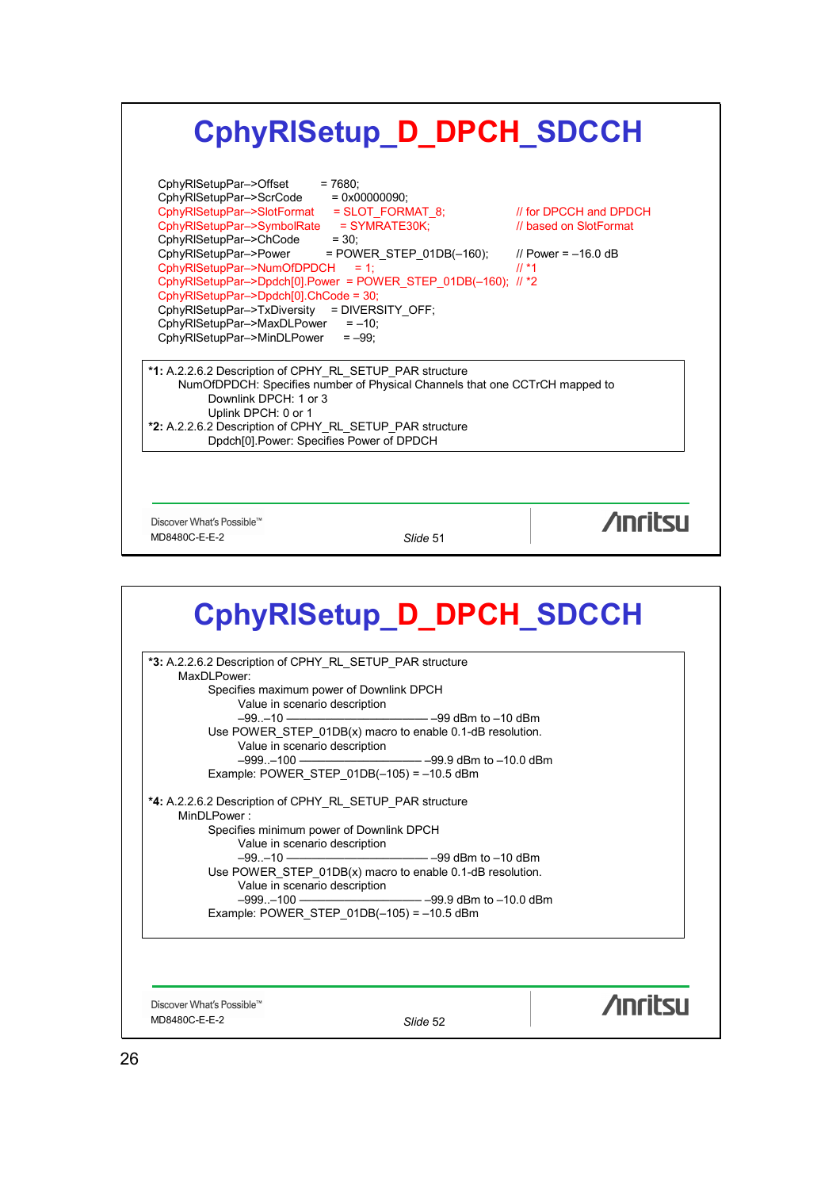# CphyRlSetup_D_DPCH_SDCCH

```
CphyRlSetupPar–>Offset          = 7680;
CphyRlSetupPar–>ScrCode         = 0x00000090;
CphyRlSetupPar–>SlotFormat      = SLOT_FORMAT_8;              // for DPCCH and DPDCH
CphyRlSetupPar–>SymbolRate      = SYMRATE30K;                 // based on SlotFormat
CphyRlSetupPar–>ChCode          = 30;
CphyRlSetupPar–>Power           = POWER_STEP_01DB(–160);      // Power = –16.0 dB
CphyRlSetupPar–>NumOfDPDCH      = 1;                          // *1
CphyRlSetupPar–>Dpdch[0].Power  = POWER_STEP_01DB(–160);      // *2
CphyRlSetupPar–>Dpdch[0].ChCode = 30;
CphyRlSetupPar–>TxDiversity     = DIVERSITY_OFF;
CphyRlSetupPar–>MaxDLPower      = –10;
CphyRlSetupPar–>MinDLPower      = –99;
```

**\*1:** A.2.2.6.2 Description of CPHY_RL_SETUP_PAR structure
NumOfDPDCH: Specifies number of Physical Channels that one CCTrCH mapped to
Downlink DPCH: 1 or 3
Uplink DPCH: 0 or 1

**\*2:** A.2.2.6.2 Description of CPHY_RL_SETUP_PAR structure
Dpdch[0].Power: Specifies Power of DPDCH

MD8480C-E-E-2 Slide 51

# CphyRlSetup_D_DPCH_SDCCH

**\*3:** A.2.2.6.2 Description of CPHY_RL_SETUP_PAR structure
MaxDLPower:
Specifies maximum power of Downlink DPCH
Value in scenario description
–99..–10 ——————————— –99 dBm to –10 dBm
Use POWER_STEP_01DB(x) macro to enable 0.1-dB resolution.
Value in scenario description
–999..–100 ——————————— –99.9 dBm to –10.0 dBm
Example: POWER_STEP_01DB(–105) = –10.5 dBm

**\*4:** A.2.2.6.2 Description of CPHY_RL_SETUP_PAR structure
MinDLPower :
Specifies minimum power of Downlink DPCH
Value in scenario description
–99..–10 ——————————— –99 dBm to –10 dBm
Use POWER_STEP_01DB(x) macro to enable 0.1-dB resolution.
Value in scenario description
–999..–100 ——————————— –99.9 dBm to –10.0 dBm
Example: POWER_STEP_01DB(–105) = –10.5 dBm

MD8480C-E-E-2 Slide 52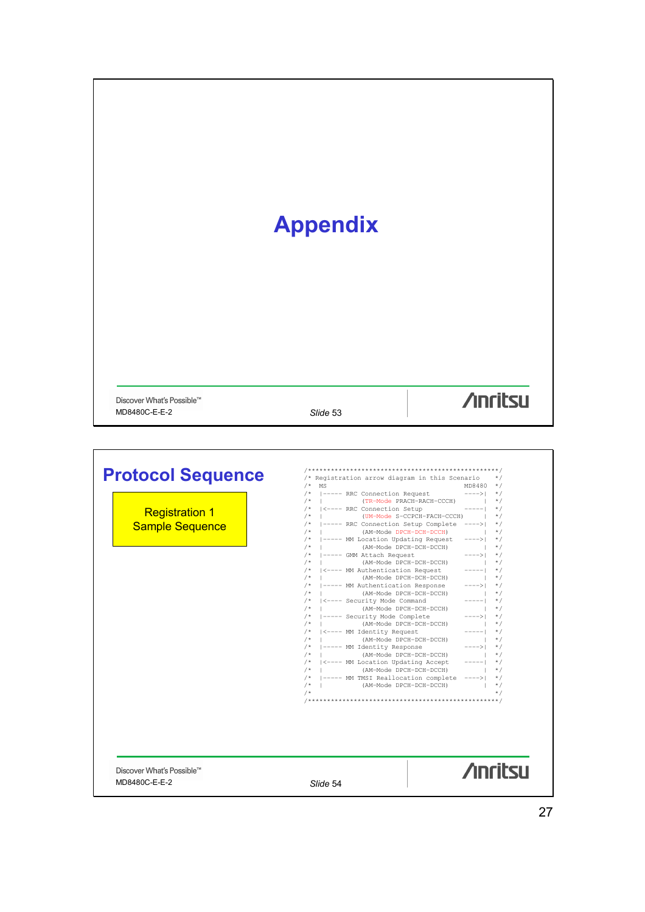# Appendix

## Protocol Sequence

**Registration 1 Sample Sequence**

```
/****************************************************/
/* Registration arrow diagram in this Scenario     */
/*  MS                                      MD8480  */
/*  |----- RRC Connection Request           ---->|  */
/*  |          (TR-Mode PRACH-RACH-CCCH)          |  */
/*  |<---- RRC Connection Setup             -----|  */
/*  |          (UM-Mode S-CCPCH-FACH-CCCH)        |  */
/*  |----- RRC Connection Setup Complete    ---->|  */
/*  |          (AM-Mode DPCH-DCH-DCCH)            |  */
/*  |----- MM Location Updating Request     ---->|  */
/*  |          (AM-Mode DPCH-DCH-DCCH)            |  */
/*  |----- GMM Attach Request               ---->|  */
/*  |          (AM-Mode DPCH-DCH-DCCH)            |  */
/*  |<---- MM Authentication Request        -----|  */
/*  |          (AM-Mode DPCH-DCH-DCCH)            |  */
/*  |----- MM Authentication Response       ---->|  */
/*  |          (AM-Mode DPCH-DCH-DCCH)            |  */
/*  |<---- Security Mode Command            -----|  */
/*  |          (AM-Mode DPCH-DCH-DCCH)            |  */
/*  |----- Security Mode Complete           ---->|  */
/*  |          (AM-Mode DPCH-DCH-DCCH)            |  */
/*  |<---- MM Identity Request              -----|  */
/*  |          (AM-Mode DPCH-DCH-DCCH)            |  */
/*  |----- MM Identity Response             ---->|  */
/*  |          (AM-Mode DPCH-DCH-DCCH)            |  */
/*  |<---- MM Location Updating Accept      -----|  */
/*  |          (AM-Mode DPCH-DCH-DCCH)            |  */
/*  |----- MM TMSI Reallocation complete    ---->|  */
/*  |          (AM-Mode DPCH-DCH-DCCH)            |  */
/*                                                  */
/****************************************************/
```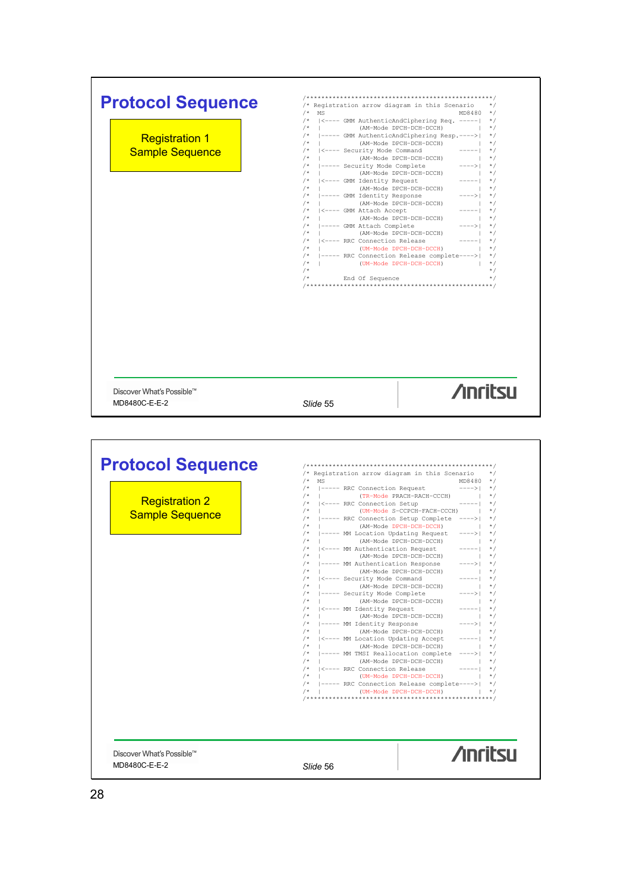# Protocol Sequence

**Registration 1 Sample Sequence**

```
/****************************************************/
/* Registration arrow diagram in this Scenario      */
/*  MS                                       MD8480  */
/*  |<---- GMM AuthenticAndCiphering Req. -----|     */
/*  |          (AM-Mode DPCH-DCH-DCCH)          |     */
/*  |----- GMM AuthenticAndCiphering Resp.---->|     */
/*  |          (AM-Mode DPCH-DCH-DCCH)          |     */
/*  |<---- Security Mode Command           -----|     */
/*  |          (AM-Mode DPCH-DCH-DCCH)          |     */
/*  |----- Security Mode Complete          ---->|     */
/*  |          (AM-Mode DPCH-DCH-DCCH)          |     */
/*  |<---- GMM Identity Request            -----|     */
/*  |          (AM-Mode DPCH-DCH-DCCH)          |     */
/*  |----- GMM Identity Response           ---->|     */
/*  |          (AM-Mode DPCH-DCH-DCCH)          |     */
/*  |<---- GMM Attach Accept               -----|     */
/*  |          (AM-Mode DPCH-DCH-DCCH)          |     */
/*  |----- GMM Attach Complete             ---->|     */
/*  |          (AM-Mode DPCH-DCH-DCCH)          |     */
/*  |<---- RRC Connection Release          -----|     */
/*  |          (UM-Mode DPCH-DCH-DCCH)          |     */
/*  |----- RRC Connection Release complete---->|     */
/*  |          (UM-Mode DPCH-DCH-DCCH)          |     */
/*                                                   */
/*        End Of Sequence                            */
/****************************************************/
```

Discover What's Possible™
MD8480C-E-E-2

*Slide* 55

# Protocol Sequence

**Registration 2 Sample Sequence**

```
/****************************************************/
/* Registration arrow diagram in this Scenario      */
/*  MS                                       MD8480  */
/*  |----- RRC Connection Request          ---->|     */
/*  |          (TR-Mode PRACH-RACH-CCCH)        |     */
/*  |<---- RRC Connection Setup            -----|     */
/*  |          (UM-Mode S-CCPCH-FACH-CCCH)      |     */
/*  |----- RRC Connection Setup Complete   ---->|     */
/*  |          (AM-Mode DPCH-DCH-DCCH)          |     */
/*  |----- MM Location Updating Request    ---->|     */
/*  |          (AM-Mode DPCH-DCH-DCCH)          |     */
/*  |<---- MM Authentication Request       -----|     */
/*  |          (AM-Mode DPCH-DCH-DCCH)          |     */
/*  |----- MM Authentication Response      ---->|     */
/*  |          (AM-Mode DPCH-DCH-DCCH)          |     */
/*  |<---- Security Mode Command           -----|     */
/*  |          (AM-Mode DPCH-DCH-DCCH)          |     */
/*  |----- Security Mode Complete          ---->|     */
/*  |          (AM-Mode DPCH-DCH-DCCH)          |     */
/*  |<---- MM Identity Request             -----|     */
/*  |          (AM-Mode DPCH-DCH-DCCH)          |     */
/*  |----- MM Identity Response            ---->|     */
/*  |          (AM-Mode DPCH-DCH-DCCH)          |     */
/*  |<---- MM Location Updating Accept     -----|     */
/*  |          (AM-Mode DPCH-DCH-DCCH)          |     */
/*  |----- MM TMSI Reallocation complete   ---->|     */
/*  |          (AM-Mode DPCH-DCH-DCCH)          |     */
/*  |<---- RRC Connection Release          -----|     */
/*  |          (UM-Mode DPCH-DCH-DCCH)          |     */
/*  |----- RRC Connection Release complete---->|     */
/*  |          (UM-Mode DPCH-DCH-DCCH)          |     */
/****************************************************/
```

Discover What's Possible™
MD8480C-E-E-2

*Slide* 56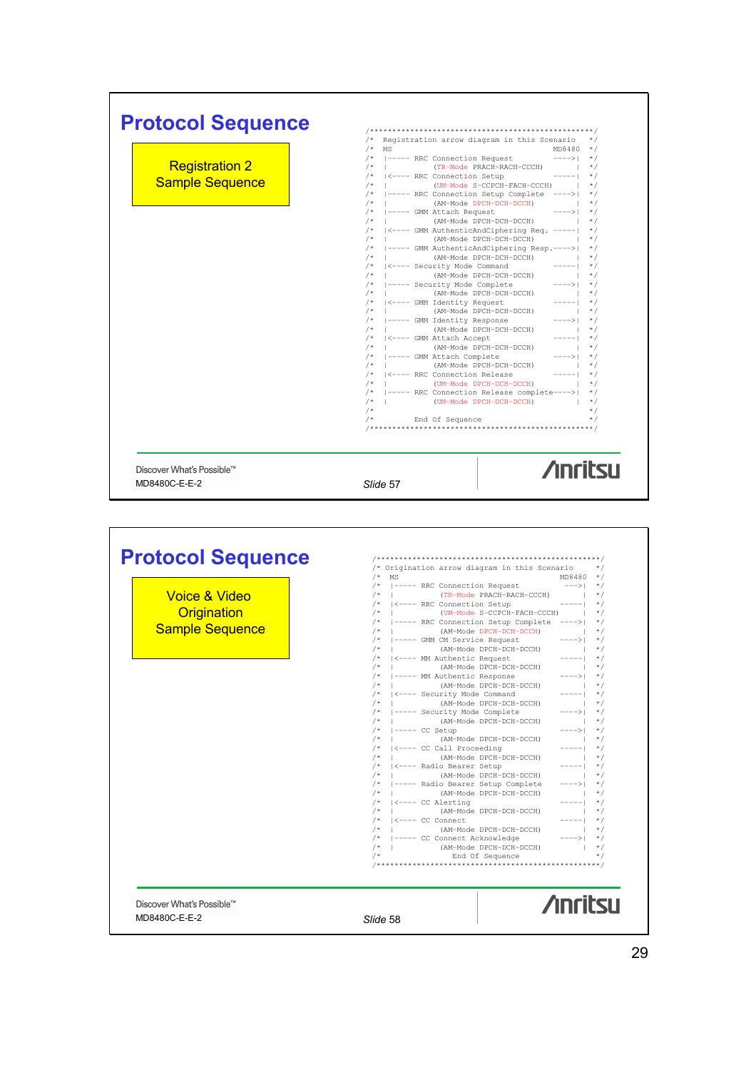# Protocol Sequence

**Registration 2 Sample Sequence**

```
/*****************************************************/
/*  Registration arrow diagram in this Scenario      */
/*  MS                                       MD8480  */
/*  |----- RRC Connection Request            ---->|  */
/*  |         (TR-Mode PRACH-RACH-CCCH)           |  */
/*  |<---- RRC Connection Setup              -----|  */
/*  |         (UM-Mode S-CCPCH-FACH-CCCH)         |  */
/*  |----- RRC Connection Setup Complete     ---->|  */
/*  |         (AM-Mode DPCH-DCH-DCCH)             |  */
/*  |----- GMM Attach Request                ---->|  */
/*  |         (AM-Mode DPCH-DCH-DCCH)             |  */
/*  |<---- GMM AuthenticAndCiphering Req.    -----|  */
/*  |         (AM-Mode DPCH-DCH-DCCH)             |  */
/*  |----- GMM AuthenticAndCiphering Resp.---->|     */
/*  |         (AM-Mode DPCH-DCH-DCCH)             |  */
/*  |<---- Security Mode Command             -----|  */
/*  |         (AM-Mode DPCH-DCH-DCCH)             |  */
/*  |----- Security Mode Complete            ---->|  */
/*  |         (AM-Mode DPCH-DCH-DCCH)             |  */
/*  |<---- GMM Identity Request              -----|  */
/*  |         (AM-Mode DPCH-DCH-DCCH)             |  */
/*  |----- GMM Identity Response             ---->|  */
/*  |         (AM-Mode DPCH-DCH-DCCH)             |  */
/*  |<---- GMM Attach Accept                 -----|  */
/*  |         (AM-Mode DPCH-DCH-DCCH)             |  */
/*  |----- GMM Attach Complete               ---->|  */
/*  |         (AM-Mode DPCH-DCH-DCCH)             |  */
/*  |<---- RRC Connection Release            -----|  */
/*  |         (UM-Mode DPCH-DCH-DCCH)             |  */
/*  |----- RRC Connection Release complete---->|     */
/*  |         (UM-Mode DPCH-DCH-DCCH)             |  */
/*                                                   */
/*        End Of Sequence                            */
/*****************************************************/
```

Discover What's Possible™
MD8480C-E-E-2

*Slide* 57

Anritsu

# Protocol Sequence

**Voice & Video Origination Sample Sequence**

```
/*****************************************************/
/*  Origination arrow diagram in this Scenario       */
/*  MS                                       MD8480  */
/*  |----- RRC Connection Request            ---->|  */
/*  |         (TR-Mode PRACH-RACH-CCCH)           |  */
/*  |<---- RRC Connection Setup              -----|  */
/*  |         (UM-Mode S-CCPCH-FACH-CCCH)         |  */
/*  |----- RRC Connection Setup Complete     ---->|  */
/*  |         (AM-Mode DPCH-DCH-DCCH)             |  */
/*  |----- GMM CM Service Request            ---->|  */
/*  |         (AM-Mode DPCH-DCH-DCCH)             |  */
/*  |<---- MM Authentic Request              -----|  */
/*  |         (AM-Mode DPCH-DCH-DCCH)             |  */
/*  |----- MM Authentic Response             ---->|  */
/*  |         (AM-Mode DPCH-DCH-DCCH)             |  */
/*  |<---- Security Mode Command             -----|  */
/*  |         (AM-Mode DPCH-DCH-DCCH)             |  */
/*  |----- Security Mode Complete            ---->|  */
/*  |         (AM-Mode DPCH-DCH-DCCH)             |  */
/*  |----- CC Setup                          ---->|  */
/*  |         (AM-Mode DPCH-DCH-DCCH)             |  */
/*  |<---- CC Call Proceeding                -----|  */
/*  |         (AM-Mode DPCH-DCH-DCCH)             |  */
/*  |<---- Radio Bearer Setup                -----|  */
/*  |         (AM-Mode DPCH-DCH-DCCH)             |  */
/*  |----- Radio Bearer Setup Complete       ---->|  */
/*  |         (AM-Mode DPCH-DCH-DCCH)             |  */
/*  |<---- CC Alerting                       -----|  */
/*  |         (AM-Mode DPCH-DCH-DCCH)             |  */
/*  |<---- CC Connect                        -----|  */
/*  |         (AM-Mode DPCH-DCH-DCCH)             |  */
/*  |----- CC Connect Acknowledge            ---->|  */
/*  |         (AM-Mode DPCH-DCH-DCCH)             |  */
/*              End Of Sequence                      */
/*****************************************************/
```

Discover What's Possible™
MD8480C-E-E-2

*Slide* 58

Anritsu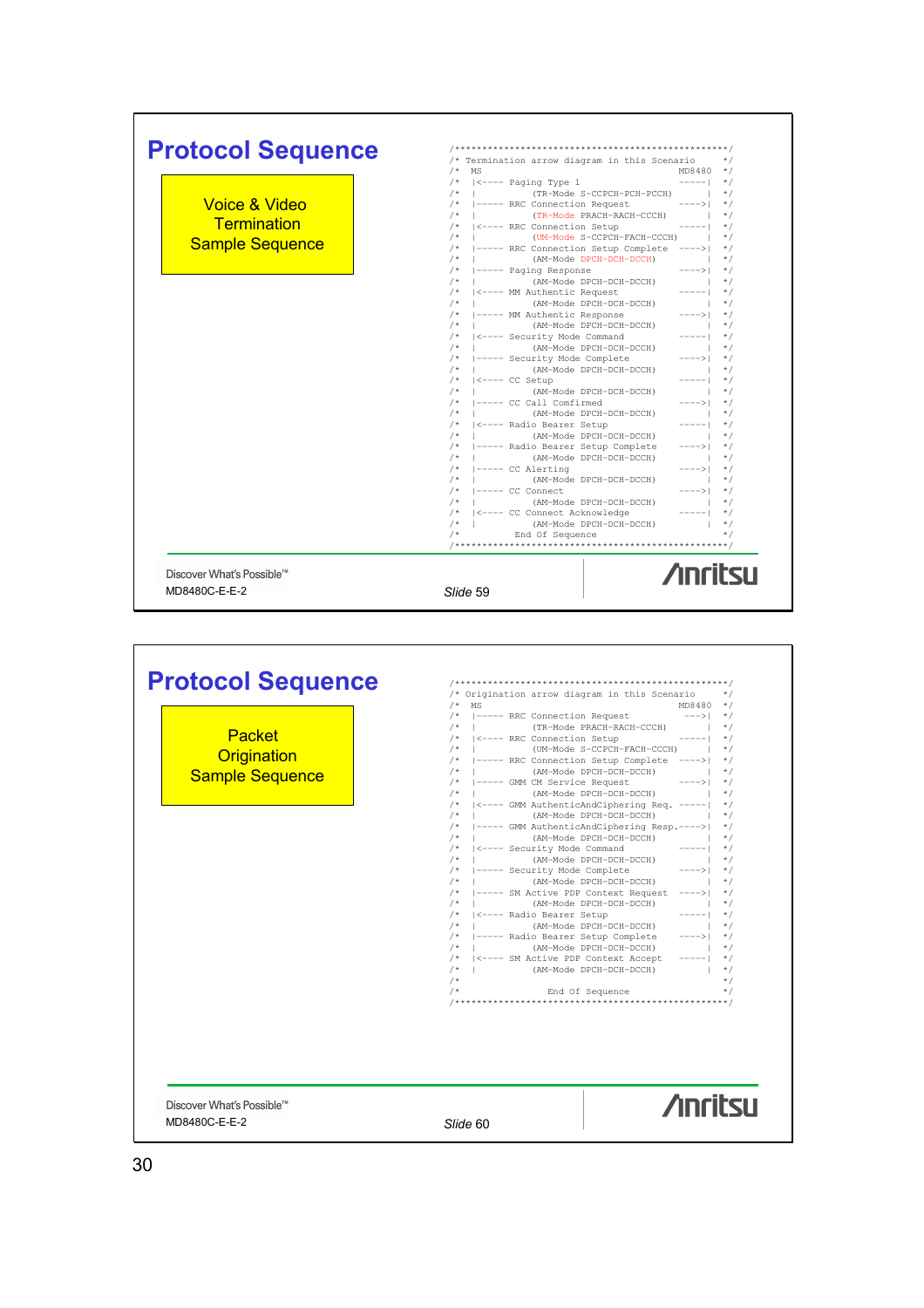## Protocol Sequence

Voice & Video Termination Sample Sequence

```
/****************************************************/
/* Termination arrow diagram in this Scenario      */
/*  MS                                      MD8480  */
/*  |<---- Paging Type 1                     -----|  */
/*  |          (TR-Mode S-CCPCH-PCH-PCCH)         |  */
/*  |----- RRC Connection Request             ---->|  */
/*  |          (TR-Mode PRACH-RACH-CCCH)          |  */
/*  |<---- RRC Connection Setup               -----|  */
/*  |          (UM-Mode S-CCPCH-FACH-CCCH)        |  */
/*  |----- RRC Connection Setup Complete      ---->|  */
/*  |          (AM-Mode DPCH-DCH-DCCH)            |  */
/*  |----- Paging Response                    ---->|  */
/*  |          (AM-Mode DPCH-DCH-DCCH)            |  */
/*  |<---- MM Authentic Request               -----|  */
/*  |          (AM-Mode DPCH-DCH-DCCH)            |  */
/*  |----- MM Authentic Response              ---->|  */
/*  |          (AM-Mode DPCH-DCH-DCCH)            |  */
/*  |<---- Security Mode Command              -----|  */
/*  |          (AM-Mode DPCH-DCH-DCCH)            |  */
/*  |----- Security Mode Complete             ---->|  */
/*  |          (AM-Mode DPCH-DCH-DCCH)            |  */
/*  |<---- CC Setup                           -----|  */
/*  |          (AM-Mode DPCH-DCH-DCCH)            |  */
/*  |----- CC Call Comfirmed                  ---->|  */
/*  |          (AM-Mode DPCH-DCH-DCCH)            |  */
/*  |<---- Radio Bearer Setup                 -----|  */
/*  |          (AM-Mode DPCH-DCH-DCCH)            |  */
/*  |----- Radio Bearer Setup Complete        ---->|  */
/*  |          (AM-Mode DPCH-DCH-DCCH)            |  */
/*  |----- CC Alerting                        ---->|  */
/*  |          (AM-Mode DPCH-DCH-DCCH)            |  */
/*  |----- CC Connect                         ---->|  */
/*  |          (AM-Mode DPCH-DCH-DCCH)            |  */
/*  |<---- CC Connect Acknowledge             -----|  */
/*  |          (AM-Mode DPCH-DCH-DCCH)            |  */
/*        End Of Sequence                          */
/****************************************************/
```

Discover What's Possible™
MD8480C-E-E-2

*Slide* 59

## Protocol Sequence

Packet Origination Sample Sequence

```
/****************************************************/
/* Origination arrow diagram in this Scenario      */
/*  MS                                      MD8480  */
/*  |----- RRC Connection Request             --->|  */
/*  |          (TR-Mode PRACH-RACH-CCCH)          |  */
/*  |<---- RRC Connection Setup               -----|  */
/*  |          (UM-Mode S-CCPCH-FACH-CCCH)        |  */
/*  |----- RRC Connection Setup Complete      ---->|  */
/*  |          (AM-Mode DPCH-DCH-DCCH)            |  */
/*  |----- GMM CM Service Request             ---->|  */
/*  |          (AM-Mode DPCH-DCH-DCCH)            |  */
/*  |<---- GMM AuthenticAndCiphering Req.     -----|  */
/*  |          (AM-Mode DPCH-DCH-DCCH)            |  */
/*  |----- GMM AuthenticAndCiphering Resp.----->|  */
/*  |          (AM-Mode DPCH-DCH-DCCH)            |  */
/*  |<---- Security Mode Command              -----|  */
/*  |          (AM-Mode DPCH-DCH-DCCH)            |  */
/*  |----- Security Mode Complete             ---->|  */
/*  |          (AM-Mode DPCH-DCH-DCCH)            |  */
/*  |----- SM Active PDP Context Request      ---->|  */
/*  |          (AM-Mode DPCH-DCH-DCCH)            |  */
/*  |<---- Radio Bearer Setup                 -----|  */
/*  |          (AM-Mode DPCH-DCH-DCCH)            |  */
/*  |----- Radio Bearer Setup Complete        ---->|  */
/*  |          (AM-Mode DPCH-DCH-DCCH)            |  */
/*  |<---- SM Active PDP Context Accept       -----|  */
/*  |          (AM-Mode DPCH-DCH-DCCH)            |  */
/*                                                  */
/*               End Of Sequence                    */
/****************************************************/
```

Discover What's Possible™
MD8480C-E-E-2

*Slide* 60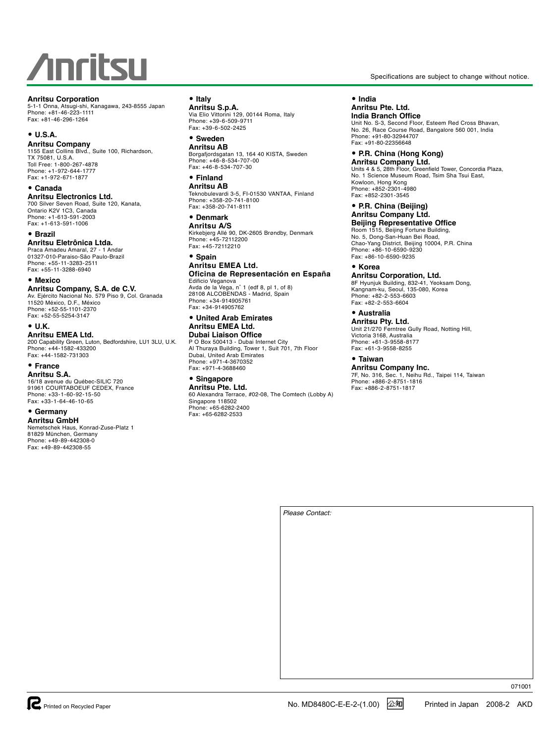# Anritsu

Specifications are subject to change without notice.

**Anritsu Corporation**
5-1-1 Onna, Atsugi-shi, Kanagawa, 243-8555 Japan
Phone: +81-46-223-1111
Fax: +81-46-296-1264

### • U.S.A.
**Anritsu Company**
1155 East Collins Blvd., Suite 100, Richardson, TX 75081, U.S.A.
Toll Free: 1-800-267-4878
Phone: +1-972-644-1777
Fax: +1-972-671-1877

### • Canada
**Anritsu Electronics Ltd.**
700 Silver Seven Road, Suite 120, Kanata, Ontario K2V 1C3, Canada
Phone: +1-613-591-2003
Fax: +1-613-591-1006

### • Brazil
**Anritsu Eletrônica Ltda.**
Praca Amadeu Amaral, 27 - 1 Andar
01327-010-Paraiso-São Paulo-Brazil
Phone: +55-11-3283-2511
Fax: +55-11-3288-6940

### • Mexico
**Anritsu Company, S.A. de C.V.**
Av. Ejército Nacional No. 579 Piso 9, Col. Granada
11520 México, D.F., México
Phone: +52-55-1101-2370
Fax: +52-55-5254-3147

### • U.K.
**Anritsu EMEA Ltd.**
200 Capability Green, Luton, Bedfordshire, LU1 3LU, U.K.
Phone: +44-1582-433200
Fax: +44-1582-731303

### • France
**Anritsu S.A.**
16/18 avenue du Québec-SILIC 720
91961 COURTABOEUF CEDEX, France
Phone: +33-1-60-92-15-50
Fax: +33-1-64-46-10-65

### • Germany
**Anritsu GmbH**
Nemetschek Haus, Konrad-Zuse-Platz 1
81829 München, Germany
Phone: +49-89-442308-0
Fax: +49-89-442308-55

### • Italy
**Anritsu S.p.A.**
Via Elio Vittorini 129, 00144 Roma, Italy
Phone: +39-6-509-9711
Fax: +39-6-502-2425

### • Sweden
**Anritsu AB**
Borgafjordsgatan 13, 164 40 KISTA, Sweden
Phone: +46-8-534-707-00
Fax: +46-8-534-707-30

### • Finland
**Anritsu AB**
Teknobulevardi 3-5, FI-01530 VANTAA, Finland
Phone: +358-20-741-8100
Fax: +358-20-741-8111

### • Denmark
**Anritsu A/S**
Kirkebjerg Allé 90, DK-2605 Brøndby, Denmark
Phone: +45-72112200
Fax: +45-72112210

### • Spain
**Anritsu EMEA Ltd.**
**Oficina de Representación en España**
Edificio Veganova
Avda de la Vega, n˚ 1 (edf 8, pl 1, of 8)
28108 ALCOBENDAS - Madrid, Spain
Phone: +34-914905761
Fax: +34-914905762

### • United Arab Emirates
**Anritsu EMEA Ltd.**
**Dubai Liaison Office**
P O Box 500413 - Dubai Internet City
Al Thuraya Building, Tower 1, Suit 701, 7th Floor
Dubai, United Arab Emirates
Phone: +971-4-3670352
Fax: +971-4-3688460

### • Singapore
**Anritsu Pte. Ltd.**
60 Alexandra Terrace, #02-08, The Comtech (Lobby A)
Singapore 118502
Phone: +65-6282-2400
Fax: +65-6282-2533

### • India
**Anritsu Pte. Ltd.**
**India Branch Office**
Unit No. S-3, Second Floor, Esteem Red Cross Bhavan, No. 26, Race Course Road, Bangalore 560 001, India
Phone: +91-80-32944707
Fax: +91-80-22356648

### • P.R. China (Hong Kong)
**Anritsu Company Ltd.**
Units 4 & 5, 28th Floor, Greenfield Tower, Concordia Plaza, No. 1 Science Museum Road, Tsim Sha Tsui East, Kowloon, Hong Kong
Phone: +852-2301-4980
Fax: +852-2301-3545

### • P.R. China (Beijing)
**Anritsu Company Ltd.**
**Beijing Representative Office**
Room 1515, Beijing Fortune Building,
No. 5, Dong-San-Huan Bei Road,
Chao-Yang District, Beijing 10004, P.R. China
Phone: +86-10-6590-9230
Fax: +86-10-6590-9235

### • Korea
**Anritsu Corporation, Ltd.**
8F Hyunjuk Building, 832-41, Yeoksam Dong, Kangnam-ku, Seoul, 135-080, Korea
Phone: +82-2-553-6603
Fax: +82-2-553-6604

### • Australia
**Anritsu Pty. Ltd.**
Unit 21/270 Ferntree Gully Road, Notting Hill, Victoria 3168, Australia
Phone: +61-3-9558-8177
Fax: +61-3-9558-8255

### • Taiwan
**Anritsu Company Inc.**
7F, No. 316, Sec. 1, Neihu Rd., Taipei 114, Taiwan
Phone: +886-2-8751-1816
Fax: +886-2-8751-1817

*Please Contact:*

071001

Printed on Recycled Paper

No. MD8480C-E-E-2-(1.00) 公知 Printed in Japan 2008-2 AKD